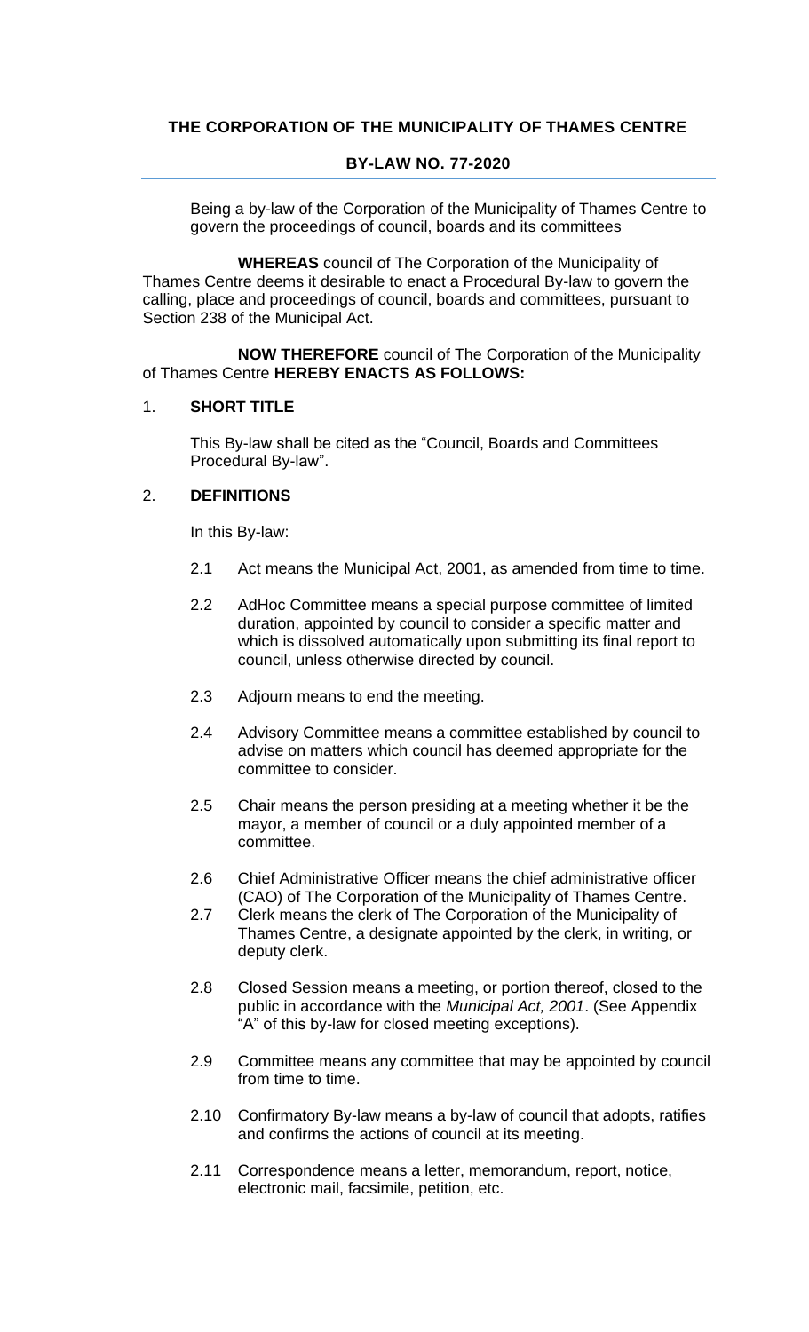**THE CORPORATION OF THE MUNICIPALITY OF THAMES CENTRE**

**BY-LAW NO. 77-2020**

Being a by-law of the Corporation of the Municipality of Thames Centre to govern the proceedings of council, boards and its committees

**WHEREAS** council of The Corporation of the Municipality of Thames Centre deems it desirable to enact a Procedural By-law to govern the calling, place and proceedings of council, boards and committees, pursuant to Section 238 of the Municipal Act.

**NOW THEREFORE** council of The Corporation of the Municipality of Thames Centre **HEREBY ENACTS AS FOLLOWS:**

## 1. SHORT TITLE

This By-law shall be cited as the "Council, Boards and Committees Procedural By-law".

## 2. DEFINITIONS

In this By-law:

2.1 Act means the Municipal Act, 2001, as amended from time to time.

2.2 AdHoc Committee means a special purpose committee of limited duration, appointed by council to consider a specific matter and which is dissolved automatically upon submitting its final report to council, unless otherwise directed by council.

2.3 Adjourn means to end the meeting.

2.4 Advisory Committee means a committee established by council to advise on matters which council has deemed appropriate for the committee to consider.

2.5 Chair means the person presiding at a meeting whether it be the mayor, a member of council or a duly appointed member of a committee.

2.6 Chief Administrative Officer means the chief administrative officer (CAO) of The Corporation of the Municipality of Thames Centre.

2.7 Clerk means the clerk of The Corporation of the Municipality of Thames Centre, a designate appointed by the clerk, in writing, or deputy clerk.

2.8 Closed Session means a meeting, or portion thereof, closed to the public in accordance with the *Municipal Act, 2001*. (See Appendix "A" of this by-law for closed meeting exceptions).

2.9 Committee means any committee that may be appointed by council from time to time.

2.10 Confirmatory By-law means a by-law of council that adopts, ratifies and confirms the actions of council at its meeting.

2.11 Correspondence means a letter, memorandum, report, notice, electronic mail, facsimile, petition, etc.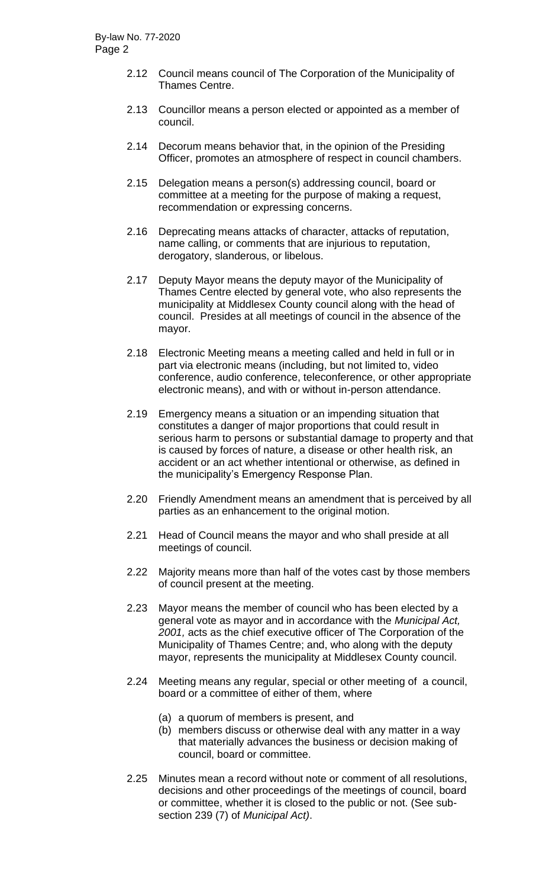2.12 Council means council of The Corporation of the Municipality of Thames Centre.

2.13 Councillor means a person elected or appointed as a member of council.

2.14 Decorum means behavior that, in the opinion of the Presiding Officer, promotes an atmosphere of respect in council chambers.

2.15 Delegation means a person(s) addressing council, board or committee at a meeting for the purpose of making a request, recommendation or expressing concerns.

2.16 Deprecating means attacks of character, attacks of reputation, name calling, or comments that are injurious to reputation, derogatory, slanderous, or libelous.

2.17 Deputy Mayor means the deputy mayor of the Municipality of Thames Centre elected by general vote, who also represents the municipality at Middlesex County council along with the head of council. Presides at all meetings of council in the absence of the mayor.

2.18 Electronic Meeting means a meeting called and held in full or in part via electronic means (including, but not limited to, video conference, audio conference, teleconference, or other appropriate electronic means), and with or without in-person attendance.

2.19 Emergency means a situation or an impending situation that constitutes a danger of major proportions that could result in serious harm to persons or substantial damage to property and that is caused by forces of nature, a disease or other health risk, an accident or an act whether intentional or otherwise, as defined in the municipality's Emergency Response Plan.

2.20 Friendly Amendment means an amendment that is perceived by all parties as an enhancement to the original motion.

2.21 Head of Council means the mayor and who shall preside at all meetings of council.

2.22 Majority means more than half of the votes cast by those members of council present at the meeting.

2.23 Mayor means the member of council who has been elected by a general vote as mayor and in accordance with the *Municipal Act, 2001,* acts as the chief executive officer of The Corporation of the Municipality of Thames Centre; and, who along with the deputy mayor, represents the municipality at Middlesex County council.

2.24 Meeting means any regular, special or other meeting of a council, board or a committee of either of them, where

(a) a quorum of members is present, and
(b) members discuss or otherwise deal with any matter in a way that materially advances the business or decision making of council, board or committee.

2.25 Minutes mean a record without note or comment of all resolutions, decisions and other proceedings of the meetings of council, board or committee, whether it is closed to the public or not. (See sub-section 239 (7) of *Municipal Act)*.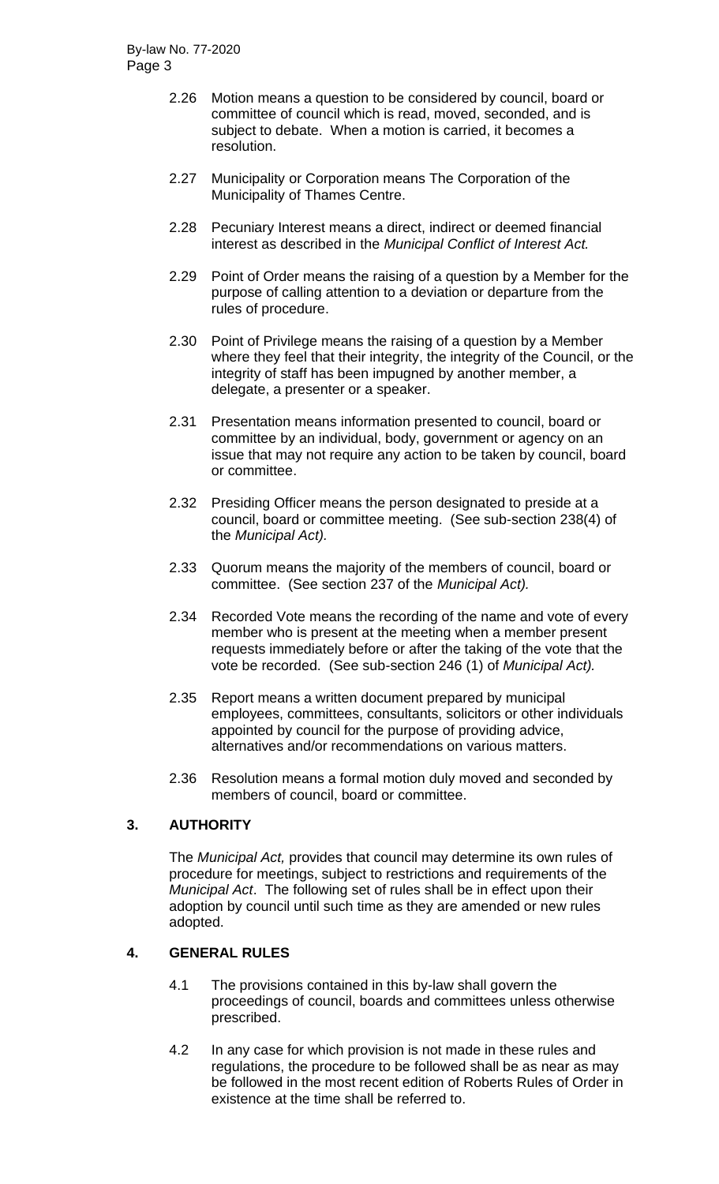2.26 Motion means a question to be considered by council, board or committee of council which is read, moved, seconded, and is subject to debate. When a motion is carried, it becomes a resolution.

2.27 Municipality or Corporation means The Corporation of the Municipality of Thames Centre.

2.28 Pecuniary Interest means a direct, indirect or deemed financial interest as described in the *Municipal Conflict of Interest Act.*

2.29 Point of Order means the raising of a question by a Member for the purpose of calling attention to a deviation or departure from the rules of procedure.

2.30 Point of Privilege means the raising of a question by a Member where they feel that their integrity, the integrity of the Council, or the integrity of staff has been impugned by another member, a delegate, a presenter or a speaker.

2.31 Presentation means information presented to council, board or committee by an individual, body, government or agency on an issue that may not require any action to be taken by council, board or committee.

2.32 Presiding Officer means the person designated to preside at a council, board or committee meeting. (See sub-section 238(4) of the *Municipal Act).*

2.33 Quorum means the majority of the members of council, board or committee. (See section 237 of the *Municipal Act).*

2.34 Recorded Vote means the recording of the name and vote of every member who is present at the meeting when a member present requests immediately before or after the taking of the vote that the vote be recorded. (See sub-section 246 (1) of *Municipal Act).*

2.35 Report means a written document prepared by municipal employees, committees, consultants, solicitors or other individuals appointed by council for the purpose of providing advice, alternatives and/or recommendations on various matters.

2.36 Resolution means a formal motion duly moved and seconded by members of council, board or committee.

## 3. AUTHORITY

The *Municipal Act,* provides that council may determine its own rules of procedure for meetings, subject to restrictions and requirements of the *Municipal Act*. The following set of rules shall be in effect upon their adoption by council until such time as they are amended or new rules adopted.

## 4. GENERAL RULES

4.1 The provisions contained in this by-law shall govern the proceedings of council, boards and committees unless otherwise prescribed.

4.2 In any case for which provision is not made in these rules and regulations, the procedure to be followed shall be as near as may be followed in the most recent edition of Roberts Rules of Order in existence at the time shall be referred to.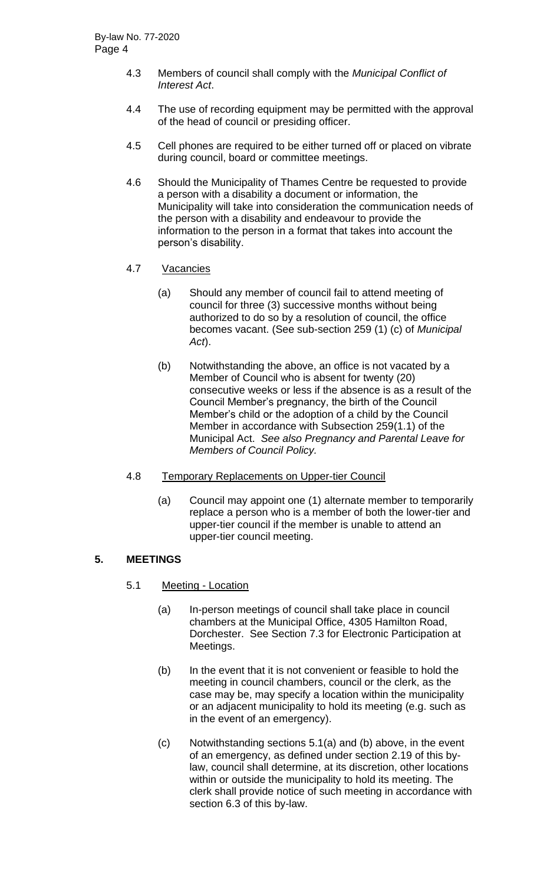4.3 Members of council shall comply with the *Municipal Conflict of Interest Act*.

4.4 The use of recording equipment may be permitted with the approval of the head of council or presiding officer.

4.5 Cell phones are required to be either turned off or placed on vibrate during council, board or committee meetings.

4.6 Should the Municipality of Thames Centre be requested to provide a person with a disability a document or information, the Municipality will take into consideration the communication needs of the person with a disability and endeavour to provide the information to the person in a format that takes into account the person's disability.

4.7 Vacancies

(a) Should any member of council fail to attend meeting of council for three (3) successive months without being authorized to do so by a resolution of council, the office becomes vacant. (See sub-section 259 (1) (c) of *Municipal Act*).

(b) Notwithstanding the above, an office is not vacated by a Member of Council who is absent for twenty (20) consecutive weeks or less if the absence is as a result of the Council Member's pregnancy, the birth of the Council Member's child or the adoption of a child by the Council Member in accordance with Subsection 259(1.1) of the Municipal Act. *See also Pregnancy and Parental Leave for Members of Council Policy.*

4.8 Temporary Replacements on Upper-tier Council

(a) Council may appoint one (1) alternate member to temporarily replace a person who is a member of both the lower-tier and upper-tier council if the member is unable to attend an upper-tier council meeting.

## 5. MEETINGS

5.1 Meeting - Location

(a) In-person meetings of council shall take place in council chambers at the Municipal Office, 4305 Hamilton Road, Dorchester. See Section 7.3 for Electronic Participation at Meetings.

(b) In the event that it is not convenient or feasible to hold the meeting in council chambers, council or the clerk, as the case may be, may specify a location within the municipality or an adjacent municipality to hold its meeting (e.g. such as in the event of an emergency).

(c) Notwithstanding sections 5.1(a) and (b) above, in the event of an emergency, as defined under section 2.19 of this by-law, council shall determine, at its discretion, other locations within or outside the municipality to hold its meeting. The clerk shall provide notice of such meeting in accordance with section 6.3 of this by-law.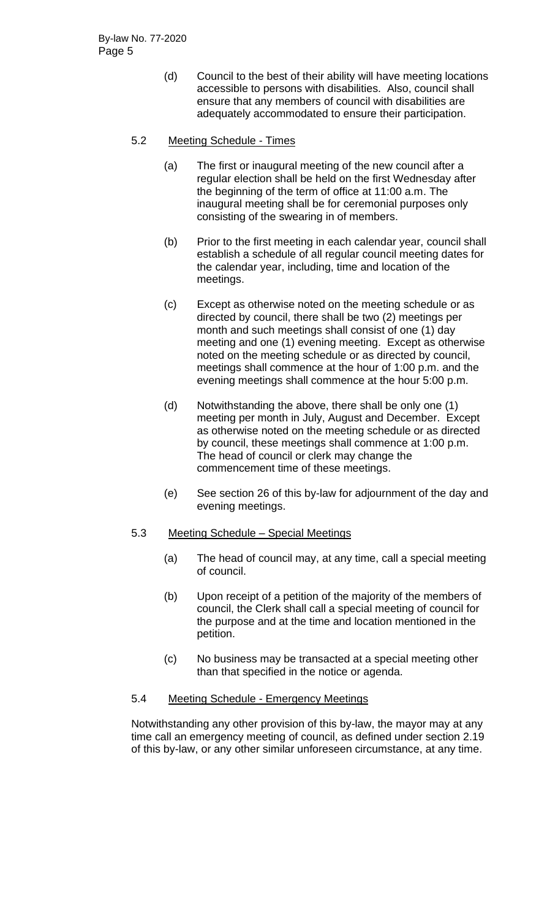(d) Council to the best of their ability will have meeting locations accessible to persons with disabilities. Also, council shall ensure that any members of council with disabilities are adequately accommodated to ensure their participation.

5.2 Meeting Schedule - Times

(a) The first or inaugural meeting of the new council after a regular election shall be held on the first Wednesday after the beginning of the term of office at 11:00 a.m. The inaugural meeting shall be for ceremonial purposes only consisting of the swearing in of members.

(b) Prior to the first meeting in each calendar year, council shall establish a schedule of all regular council meeting dates for the calendar year, including, time and location of the meetings.

(c) Except as otherwise noted on the meeting schedule or as directed by council, there shall be two (2) meetings per month and such meetings shall consist of one (1) day meeting and one (1) evening meeting. Except as otherwise noted on the meeting schedule or as directed by council, meetings shall commence at the hour of 1:00 p.m. and the evening meetings shall commence at the hour 5:00 p.m.

(d) Notwithstanding the above, there shall be only one (1) meeting per month in July, August and December. Except as otherwise noted on the meeting schedule or as directed by council, these meetings shall commence at 1:00 p.m. The head of council or clerk may change the commencement time of these meetings.

(e) See section 26 of this by-law for adjournment of the day and evening meetings.

5.3 Meeting Schedule – Special Meetings

(a) The head of council may, at any time, call a special meeting of council.

(b) Upon receipt of a petition of the majority of the members of council, the Clerk shall call a special meeting of council for the purpose and at the time and location mentioned in the petition.

(c) No business may be transacted at a special meeting other than that specified in the notice or agenda.

5.4 Meeting Schedule - Emergency Meetings

Notwithstanding any other provision of this by-law, the mayor may at any time call an emergency meeting of council, as defined under section 2.19 of this by-law, or any other similar unforeseen circumstance, at any time.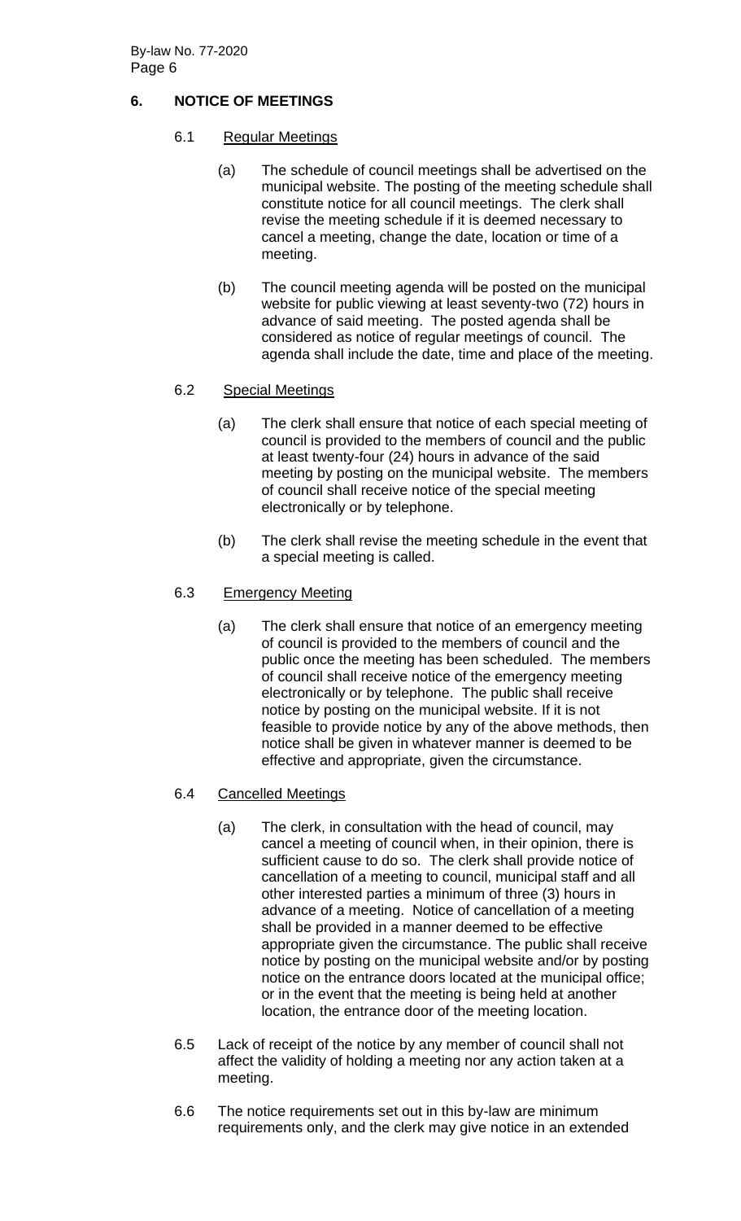## 6. NOTICE OF MEETINGS

### 6.1 Regular Meetings

(a) The schedule of council meetings shall be advertised on the municipal website. The posting of the meeting schedule shall constitute notice for all council meetings. The clerk shall revise the meeting schedule if it is deemed necessary to cancel a meeting, change the date, location or time of a meeting.

(b) The council meeting agenda will be posted on the municipal website for public viewing at least seventy-two (72) hours in advance of said meeting. The posted agenda shall be considered as notice of regular meetings of council. The agenda shall include the date, time and place of the meeting.

### 6.2 Special Meetings

(a) The clerk shall ensure that notice of each special meeting of council is provided to the members of council and the public at least twenty-four (24) hours in advance of the said meeting by posting on the municipal website. The members of council shall receive notice of the special meeting electronically or by telephone.

(b) The clerk shall revise the meeting schedule in the event that a special meeting is called.

### 6.3 Emergency Meeting

(a) The clerk shall ensure that notice of an emergency meeting of council is provided to the members of council and the public once the meeting has been scheduled. The members of council shall receive notice of the emergency meeting electronically or by telephone. The public shall receive notice by posting on the municipal website. If it is not feasible to provide notice by any of the above methods, then notice shall be given in whatever manner is deemed to be effective and appropriate, given the circumstance.

### 6.4 Cancelled Meetings

(a) The clerk, in consultation with the head of council, may cancel a meeting of council when, in their opinion, there is sufficient cause to do so. The clerk shall provide notice of cancellation of a meeting to council, municipal staff and all other interested parties a minimum of three (3) hours in advance of a meeting. Notice of cancellation of a meeting shall be provided in a manner deemed to be effective appropriate given the circumstance. The public shall receive notice by posting on the municipal website and/or by posting notice on the entrance doors located at the municipal office; or in the event that the meeting is being held at another location, the entrance door of the meeting location.

6.5 Lack of receipt of the notice by any member of council shall not affect the validity of holding a meeting nor any action taken at a meeting.

6.6 The notice requirements set out in this by-law are minimum requirements only, and the clerk may give notice in an extended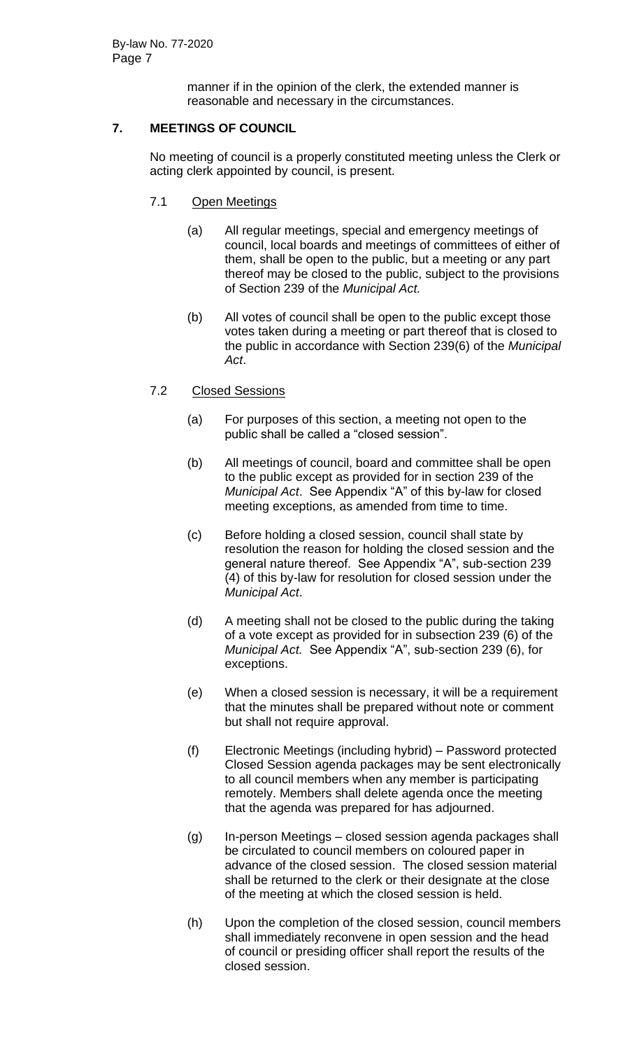manner if in the opinion of the clerk, the extended manner is reasonable and necessary in the circumstances.

## 7. MEETINGS OF COUNCIL

No meeting of council is a properly constituted meeting unless the Clerk or acting clerk appointed by council, is present.

### 7.1 Open Meetings

(a) All regular meetings, special and emergency meetings of council, local boards and meetings of committees of either of them, shall be open to the public, but a meeting or any part thereof may be closed to the public, subject to the provisions of Section 239 of the *Municipal Act.*

(b) All votes of council shall be open to the public except those votes taken during a meeting or part thereof that is closed to the public in accordance with Section 239(6) of the *Municipal Act*.

### 7.2 Closed Sessions

(a) For purposes of this section, a meeting not open to the public shall be called a "closed session".

(b) All meetings of council, board and committee shall be open to the public except as provided for in section 239 of the *Municipal Act*. See Appendix "A" of this by-law for closed meeting exceptions, as amended from time to time.

(c) Before holding a closed session, council shall state by resolution the reason for holding the closed session and the general nature thereof. See Appendix "A", sub-section 239 (4) of this by-law for resolution for closed session under the *Municipal Act*.

(d) A meeting shall not be closed to the public during the taking of a vote except as provided for in subsection 239 (6) of the *Municipal Act.* See Appendix "A", sub-section 239 (6), for exceptions.

(e) When a closed session is necessary, it will be a requirement that the minutes shall be prepared without note or comment but shall not require approval.

(f) Electronic Meetings (including hybrid) – Password protected Closed Session agenda packages may be sent electronically to all council members when any member is participating remotely. Members shall delete agenda once the meeting that the agenda was prepared for has adjourned.

(g) In-person Meetings – closed session agenda packages shall be circulated to council members on coloured paper in advance of the closed session. The closed session material shall be returned to the clerk or their designate at the close of the meeting at which the closed session is held.

(h) Upon the completion of the closed session, council members shall immediately reconvene in open session and the head of council or presiding officer shall report the results of the closed session.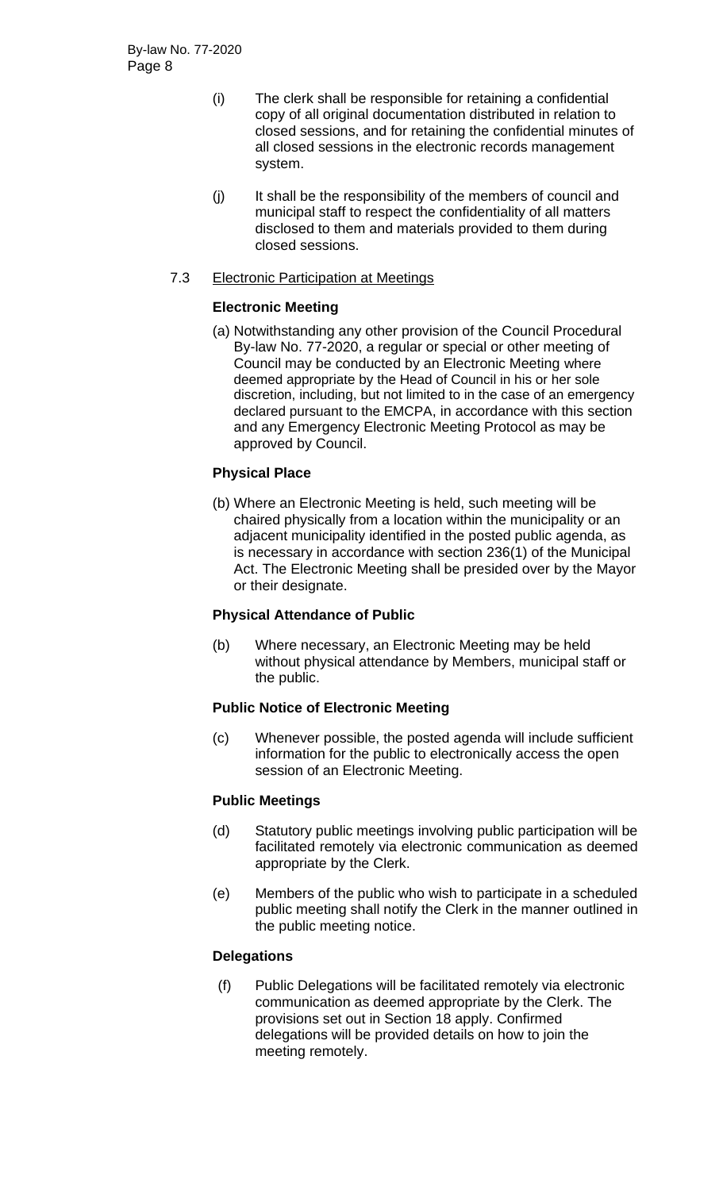(i) The clerk shall be responsible for retaining a confidential copy of all original documentation distributed in relation to closed sessions, and for retaining the confidential minutes of all closed sessions in the electronic records management system.

(j) It shall be the responsibility of the members of council and municipal staff to respect the confidentiality of all matters disclosed to them and materials provided to them during closed sessions.

7.3 Electronic Participation at Meetings

**Electronic Meeting**

(a) Notwithstanding any other provision of the Council Procedural By-law No. 77-2020, a regular or special or other meeting of Council may be conducted by an Electronic Meeting where deemed appropriate by the Head of Council in his or her sole discretion, including, but not limited to in the case of an emergency declared pursuant to the EMCPA, in accordance with this section and any Emergency Electronic Meeting Protocol as may be approved by Council.

**Physical Place**

(b) Where an Electronic Meeting is held, such meeting will be chaired physically from a location within the municipality or an adjacent municipality identified in the posted public agenda, as is necessary in accordance with section 236(1) of the Municipal Act. The Electronic Meeting shall be presided over by the Mayor or their designate.

**Physical Attendance of Public**

(b) Where necessary, an Electronic Meeting may be held without physical attendance by Members, municipal staff or the public.

**Public Notice of Electronic Meeting**

(c) Whenever possible, the posted agenda will include sufficient information for the public to electronically access the open session of an Electronic Meeting.

**Public Meetings**

(d) Statutory public meetings involving public participation will be facilitated remotely via electronic communication as deemed appropriate by the Clerk.

(e) Members of the public who wish to participate in a scheduled public meeting shall notify the Clerk in the manner outlined in the public meeting notice.

**Delegations**

(f) Public Delegations will be facilitated remotely via electronic communication as deemed appropriate by the Clerk. The provisions set out in Section 18 apply. Confirmed delegations will be provided details on how to join the meeting remotely.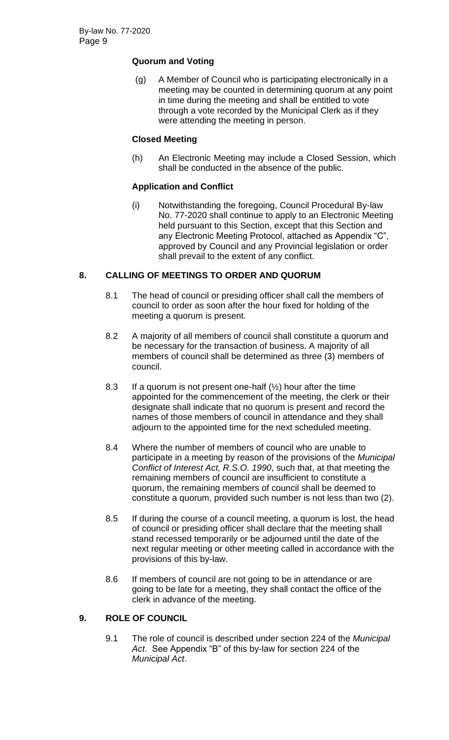**Quorum and Voting**

(g) A Member of Council who is participating electronically in a meeting may be counted in determining quorum at any point in time during the meeting and shall be entitled to vote through a vote recorded by the Municipal Clerk as if they were attending the meeting in person.

**Closed Meeting**

(h) An Electronic Meeting may include a Closed Session, which shall be conducted in the absence of the public.

**Application and Conflict**

(i) Notwithstanding the foregoing, Council Procedural By-law No. 77-2020 shall continue to apply to an Electronic Meeting held pursuant to this Section, except that this Section and any Electronic Meeting Protocol, attached as Appendix "C", approved by Council and any Provincial legislation or order shall prevail to the extent of any conflict.

## 8. CALLING OF MEETINGS TO ORDER AND QUORUM

8.1 The head of council or presiding officer shall call the members of council to order as soon after the hour fixed for holding of the meeting a quorum is present.

8.2 A majority of all members of council shall constitute a quorum and be necessary for the transaction of business. A majority of all members of council shall be determined as three (3) members of council.

8.3 If a quorum is not present one-half (½) hour after the time appointed for the commencement of the meeting, the clerk or their designate shall indicate that no quorum is present and record the names of those members of council in attendance and they shall adjourn to the appointed time for the next scheduled meeting.

8.4 Where the number of members of council who are unable to participate in a meeting by reason of the provisions of the *Municipal Conflict of Interest Act, R.S.O. 1990*, such that, at that meeting the remaining members of council are insufficient to constitute a quorum, the remaining members of council shall be deemed to constitute a quorum, provided such number is not less than two (2).

8.5 If during the course of a council meeting, a quorum is lost, the head of council or presiding officer shall declare that the meeting shall stand recessed temporarily or be adjourned until the date of the next regular meeting or other meeting called in accordance with the provisions of this by-law.

8.6 If members of council are not going to be in attendance or are going to be late for a meeting, they shall contact the office of the clerk in advance of the meeting.

## 9. ROLE OF COUNCIL

9.1 The role of council is described under section 224 of the *Municipal Act*. See Appendix "B" of this by-law for section 224 of the *Municipal Act*.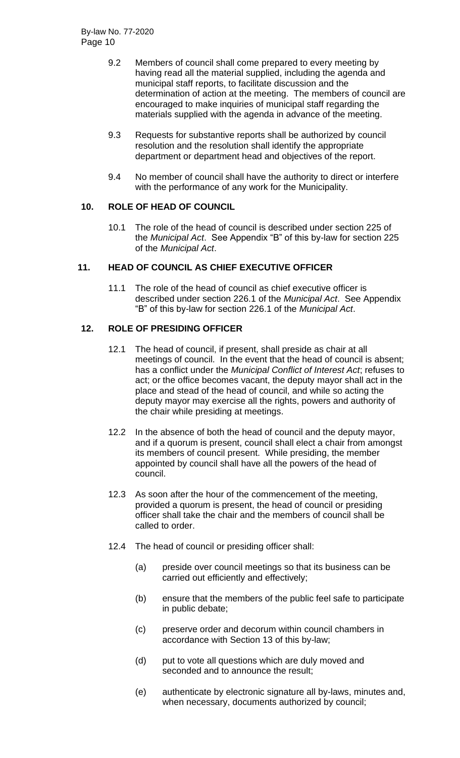9.2 Members of council shall come prepared to every meeting by having read all the material supplied, including the agenda and municipal staff reports, to facilitate discussion and the determination of action at the meeting. The members of council are encouraged to make inquiries of municipal staff regarding the materials supplied with the agenda in advance of the meeting.

9.3 Requests for substantive reports shall be authorized by council resolution and the resolution shall identify the appropriate department or department head and objectives of the report.

9.4 No member of council shall have the authority to direct or interfere with the performance of any work for the Municipality.

## 10. ROLE OF HEAD OF COUNCIL

10.1 The role of the head of council is described under section 225 of the *Municipal Act*. See Appendix "B" of this by-law for section 225 of the *Municipal Act*.

## 11. HEAD OF COUNCIL AS CHIEF EXECUTIVE OFFICER

11.1 The role of the head of council as chief executive officer is described under section 226.1 of the *Municipal Act*. See Appendix "B" of this by-law for section 226.1 of the *Municipal Act*.

## 12. ROLE OF PRESIDING OFFICER

12.1 The head of council, if present, shall preside as chair at all meetings of council. In the event that the head of council is absent; has a conflict under the *Municipal Conflict of Interest Act*; refuses to act; or the office becomes vacant, the deputy mayor shall act in the place and stead of the head of council, and while so acting the deputy mayor may exercise all the rights, powers and authority of the chair while presiding at meetings.

12.2 In the absence of both the head of council and the deputy mayor, and if a quorum is present, council shall elect a chair from amongst its members of council present. While presiding, the member appointed by council shall have all the powers of the head of council.

12.3 As soon after the hour of the commencement of the meeting, provided a quorum is present, the head of council or presiding officer shall take the chair and the members of council shall be called to order.

12.4 The head of council or presiding officer shall:

(a) preside over council meetings so that its business can be carried out efficiently and effectively;

(b) ensure that the members of the public feel safe to participate in public debate;

(c) preserve order and decorum within council chambers in accordance with Section 13 of this by-law;

(d) put to vote all questions which are duly moved and seconded and to announce the result;

(e) authenticate by electronic signature all by-laws, minutes and, when necessary, documents authorized by council;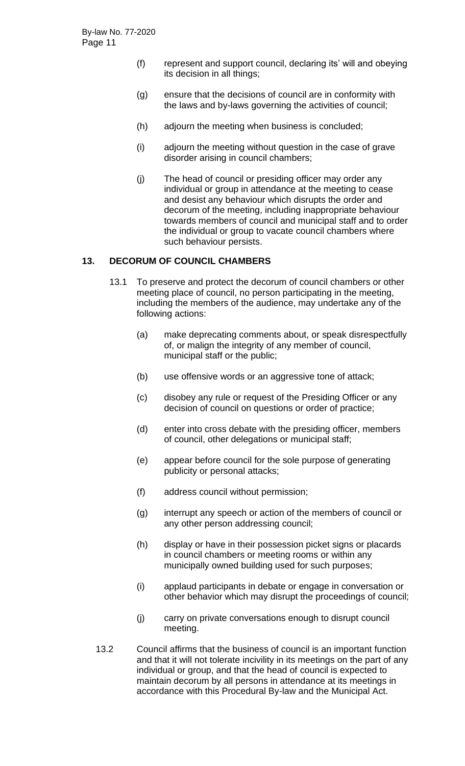(f) represent and support council, declaring its' will and obeying its decision in all things;

(g) ensure that the decisions of council are in conformity with the laws and by-laws governing the activities of council;

(h) adjourn the meeting when business is concluded;

(i) adjourn the meeting without question in the case of grave disorder arising in council chambers;

(j) The head of council or presiding officer may order any individual or group in attendance at the meeting to cease and desist any behaviour which disrupts the order and decorum of the meeting, including inappropriate behaviour towards members of council and municipal staff and to order the individual or group to vacate council chambers where such behaviour persists.

## 13. DECORUM OF COUNCIL CHAMBERS

13.1 To preserve and protect the decorum of council chambers or other meeting place of council, no person participating in the meeting, including the members of the audience, may undertake any of the following actions:

(a) make deprecating comments about, or speak disrespectfully of, or malign the integrity of any member of council, municipal staff or the public;

(b) use offensive words or an aggressive tone of attack;

(c) disobey any rule or request of the Presiding Officer or any decision of council on questions or order of practice;

(d) enter into cross debate with the presiding officer, members of council, other delegations or municipal staff;

(e) appear before council for the sole purpose of generating publicity or personal attacks;

(f) address council without permission;

(g) interrupt any speech or action of the members of council or any other person addressing council;

(h) display or have in their possession picket signs or placards in council chambers or meeting rooms or within any municipally owned building used for such purposes;

(i) applaud participants in debate or engage in conversation or other behavior which may disrupt the proceedings of council;

(j) carry on private conversations enough to disrupt council meeting.

13.2 Council affirms that the business of council is an important function and that it will not tolerate incivility in its meetings on the part of any individual or group, and that the head of council is expected to maintain decorum by all persons in attendance at its meetings in accordance with this Procedural By-law and the Municipal Act.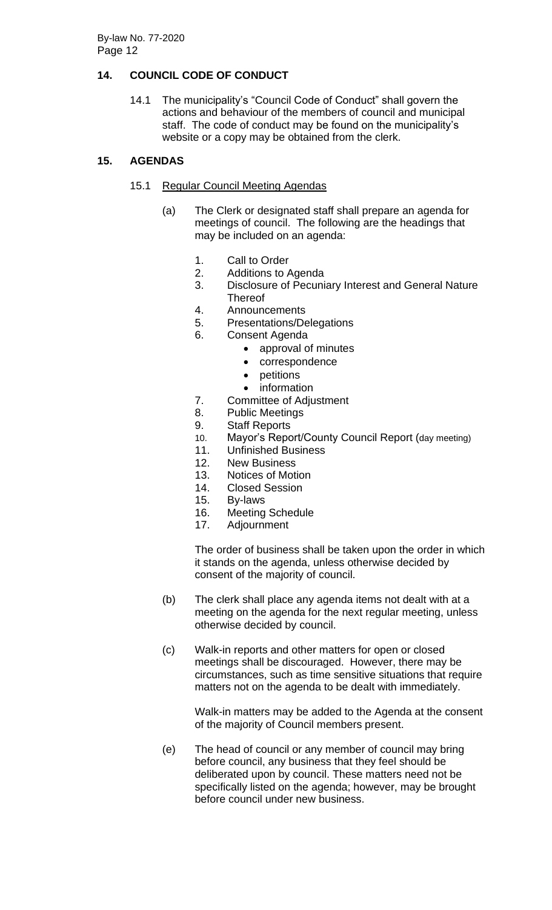## 14. COUNCIL CODE OF CONDUCT

14.1 The municipality's "Council Code of Conduct" shall govern the actions and behaviour of the members of council and municipal staff. The code of conduct may be found on the municipality's website or a copy may be obtained from the clerk.

## 15. AGENDAS

15.1 <u>Regular Council Meeting Agendas</u>

(a) The Clerk or designated staff shall prepare an agenda for meetings of council. The following are the headings that may be included on an agenda:

1. Call to Order
2. Additions to Agenda
3. Disclosure of Pecuniary Interest and General Nature Thereof
4. Announcements
5. Presentations/Delegations
6. Consent Agenda
   - approval of minutes
   - correspondence
   - petitions
   - information
7. Committee of Adjustment
8. Public Meetings
9. Staff Reports
10. Mayor's Report/County Council Report (day meeting)
11. Unfinished Business
12. New Business
13. Notices of Motion
14. Closed Session
15. By-laws
16. Meeting Schedule
17. Adjournment

The order of business shall be taken upon the order in which it stands on the agenda, unless otherwise decided by consent of the majority of council.

(b) The clerk shall place any agenda items not dealt with at a meeting on the agenda for the next regular meeting, unless otherwise decided by council.

(c) Walk-in reports and other matters for open or closed meetings shall be discouraged. However, there may be circumstances, such as time sensitive situations that require matters not on the agenda to be dealt with immediately.

Walk-in matters may be added to the Agenda at the consent of the majority of Council members present.

(e) The head of council or any member of council may bring before council, any business that they feel should be deliberated upon by council. These matters need not be specifically listed on the agenda; however, may be brought before council under new business.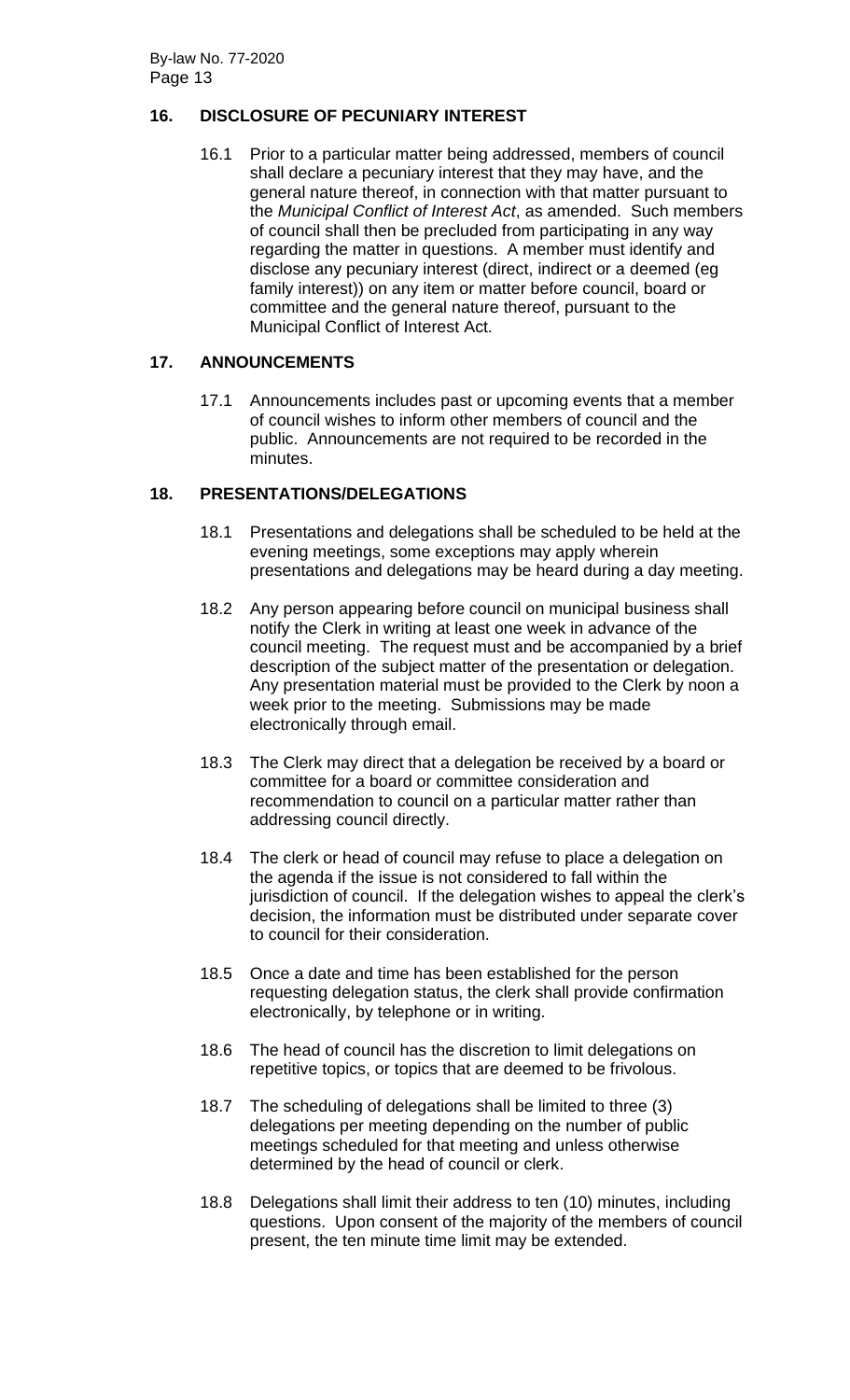## 16. DISCLOSURE OF PECUNIARY INTEREST

16.1 Prior to a particular matter being addressed, members of council shall declare a pecuniary interest that they may have, and the general nature thereof, in connection with that matter pursuant to the *Municipal Conflict of Interest Act*, as amended. Such members of council shall then be precluded from participating in any way regarding the matter in questions. A member must identify and disclose any pecuniary interest (direct, indirect or a deemed (eg family interest)) on any item or matter before council, board or committee and the general nature thereof, pursuant to the Municipal Conflict of Interest Act.

## 17. ANNOUNCEMENTS

17.1 Announcements includes past or upcoming events that a member of council wishes to inform other members of council and the public. Announcements are not required to be recorded in the minutes.

## 18. PRESENTATIONS/DELEGATIONS

18.1 Presentations and delegations shall be scheduled to be held at the evening meetings, some exceptions may apply wherein presentations and delegations may be heard during a day meeting.

18.2 Any person appearing before council on municipal business shall notify the Clerk in writing at least one week in advance of the council meeting. The request must and be accompanied by a brief description of the subject matter of the presentation or delegation. Any presentation material must be provided to the Clerk by noon a week prior to the meeting. Submissions may be made electronically through email.

18.3 The Clerk may direct that a delegation be received by a board or committee for a board or committee consideration and recommendation to council on a particular matter rather than addressing council directly.

18.4 The clerk or head of council may refuse to place a delegation on the agenda if the issue is not considered to fall within the jurisdiction of council. If the delegation wishes to appeal the clerk's decision, the information must be distributed under separate cover to council for their consideration.

18.5 Once a date and time has been established for the person requesting delegation status, the clerk shall provide confirmation electronically, by telephone or in writing.

18.6 The head of council has the discretion to limit delegations on repetitive topics, or topics that are deemed to be frivolous.

18.7 The scheduling of delegations shall be limited to three (3) delegations per meeting depending on the number of public meetings scheduled for that meeting and unless otherwise determined by the head of council or clerk.

18.8 Delegations shall limit their address to ten (10) minutes, including questions. Upon consent of the majority of the members of council present, the ten minute time limit may be extended.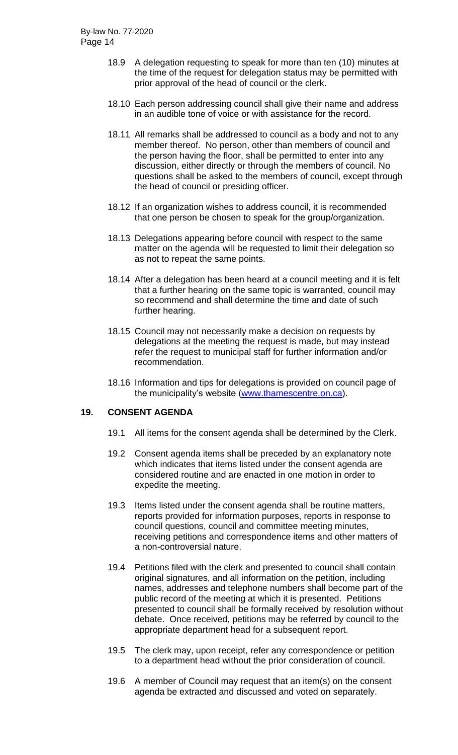18.9 A delegation requesting to speak for more than ten (10) minutes at the time of the request for delegation status may be permitted with prior approval of the head of council or the clerk.

18.10 Each person addressing council shall give their name and address in an audible tone of voice or with assistance for the record.

18.11 All remarks shall be addressed to council as a body and not to any member thereof. No person, other than members of council and the person having the floor, shall be permitted to enter into any discussion, either directly or through the members of council. No questions shall be asked to the members of council, except through the head of council or presiding officer.

18.12 If an organization wishes to address council, it is recommended that one person be chosen to speak for the group/organization.

18.13 Delegations appearing before council with respect to the same matter on the agenda will be requested to limit their delegation so as not to repeat the same points.

18.14 After a delegation has been heard at a council meeting and it is felt that a further hearing on the same topic is warranted, council may so recommend and shall determine the time and date of such further hearing.

18.15 Council may not necessarily make a decision on requests by delegations at the meeting the request is made, but may instead refer the request to municipal staff for further information and/or recommendation.

18.16 Information and tips for delegations is provided on council page of the municipality's website (www.thamescentre.on.ca).

## 19. CONSENT AGENDA

19.1 All items for the consent agenda shall be determined by the Clerk.

19.2 Consent agenda items shall be preceded by an explanatory note which indicates that items listed under the consent agenda are considered routine and are enacted in one motion in order to expedite the meeting.

19.3 Items listed under the consent agenda shall be routine matters, reports provided for information purposes, reports in response to council questions, council and committee meeting minutes, receiving petitions and correspondence items and other matters of a non-controversial nature.

19.4 Petitions filed with the clerk and presented to council shall contain original signatures, and all information on the petition, including names, addresses and telephone numbers shall become part of the public record of the meeting at which it is presented. Petitions presented to council shall be formally received by resolution without debate. Once received, petitions may be referred by council to the appropriate department head for a subsequent report.

19.5 The clerk may, upon receipt, refer any correspondence or petition to a department head without the prior consideration of council.

19.6 A member of Council may request that an item(s) on the consent agenda be extracted and discussed and voted on separately.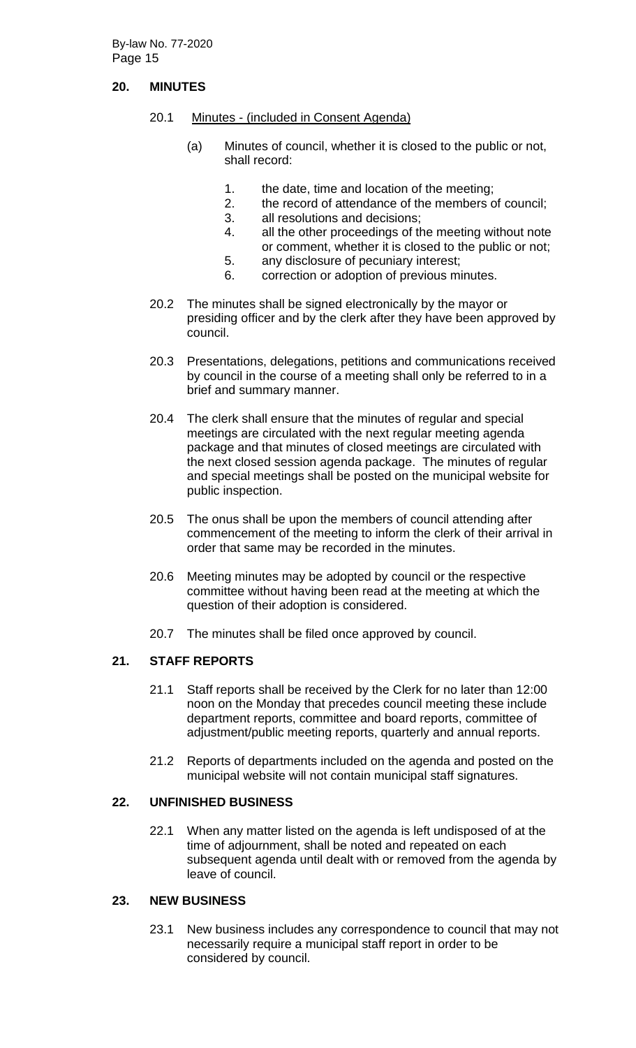## 20. MINUTES

20.1 Minutes - (included in Consent Agenda)

(a) Minutes of council, whether it is closed to the public or not, shall record:

1. the date, time and location of the meeting;
2. the record of attendance of the members of council;
3. all resolutions and decisions;
4. all the other proceedings of the meeting without note or comment, whether it is closed to the public or not;
5. any disclosure of pecuniary interest;
6. correction or adoption of previous minutes.

20.2 The minutes shall be signed electronically by the mayor or presiding officer and by the clerk after they have been approved by council.

20.3 Presentations, delegations, petitions and communications received by council in the course of a meeting shall only be referred to in a brief and summary manner.

20.4 The clerk shall ensure that the minutes of regular and special meetings are circulated with the next regular meeting agenda package and that minutes of closed meetings are circulated with the next closed session agenda package. The minutes of regular and special meetings shall be posted on the municipal website for public inspection.

20.5 The onus shall be upon the members of council attending after commencement of the meeting to inform the clerk of their arrival in order that same may be recorded in the minutes.

20.6 Meeting minutes may be adopted by council or the respective committee without having been read at the meeting at which the question of their adoption is considered.

20.7 The minutes shall be filed once approved by council.

## 21. STAFF REPORTS

21.1 Staff reports shall be received by the Clerk for no later than 12:00 noon on the Monday that precedes council meeting these include department reports, committee and board reports, committee of adjustment/public meeting reports, quarterly and annual reports.

21.2 Reports of departments included on the agenda and posted on the municipal website will not contain municipal staff signatures.

## 22. UNFINISHED BUSINESS

22.1 When any matter listed on the agenda is left undisposed of at the time of adjournment, shall be noted and repeated on each subsequent agenda until dealt with or removed from the agenda by leave of council.

## 23. NEW BUSINESS

23.1 New business includes any correspondence to council that may not necessarily require a municipal staff report in order to be considered by council.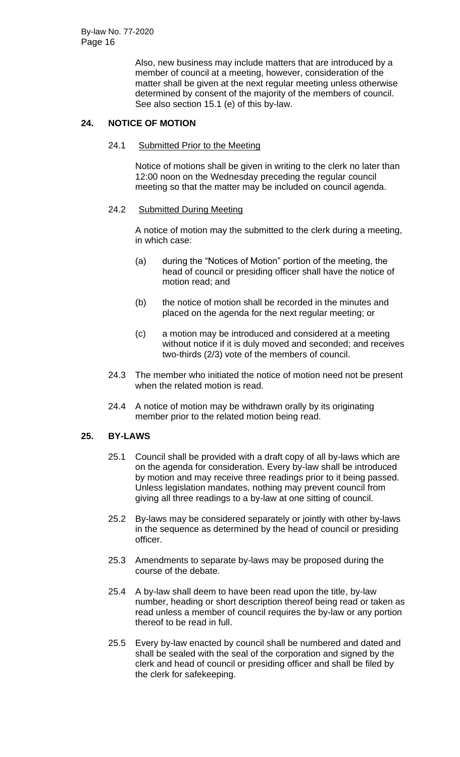Also, new business may include matters that are introduced by a member of council at a meeting, however, consideration of the matter shall be given at the next regular meeting unless otherwise determined by consent of the majority of the members of council. See also section 15.1 (e) of this by-law.

## 24. NOTICE OF MOTION

### 24.1 Submitted Prior to the Meeting

Notice of motions shall be given in writing to the clerk no later than 12:00 noon on the Wednesday preceding the regular council meeting so that the matter may be included on council agenda.

### 24.2 Submitted During Meeting

A notice of motion may the submitted to the clerk during a meeting, in which case:

(a) during the "Notices of Motion" portion of the meeting, the head of council or presiding officer shall have the notice of motion read; and

(b) the notice of motion shall be recorded in the minutes and placed on the agenda for the next regular meeting; or

(c) a motion may be introduced and considered at a meeting without notice if it is duly moved and seconded; and receives two-thirds (2/3) vote of the members of council.

24.3 The member who initiated the notice of motion need not be present when the related motion is read.

24.4 A notice of motion may be withdrawn orally by its originating member prior to the related motion being read.

## 25. BY-LAWS

25.1 Council shall be provided with a draft copy of all by-laws which are on the agenda for consideration. Every by-law shall be introduced by motion and may receive three readings prior to it being passed. Unless legislation mandates, nothing may prevent council from giving all three readings to a by-law at one sitting of council.

25.2 By-laws may be considered separately or jointly with other by-laws in the sequence as determined by the head of council or presiding officer.

25.3 Amendments to separate by-laws may be proposed during the course of the debate.

25.4 A by-law shall deem to have been read upon the title, by-law number, heading or short description thereof being read or taken as read unless a member of council requires the by-law or any portion thereof to be read in full.

25.5 Every by-law enacted by council shall be numbered and dated and shall be sealed with the seal of the corporation and signed by the clerk and head of council or presiding officer and shall be filed by the clerk for safekeeping.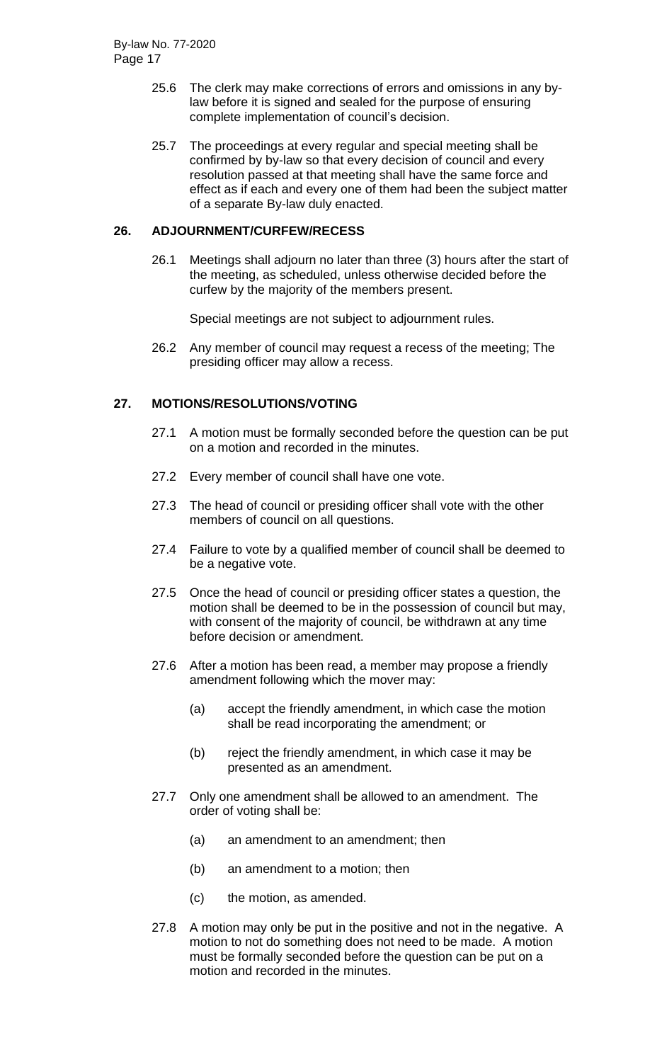25.6 The clerk may make corrections of errors and omissions in any by-law before it is signed and sealed for the purpose of ensuring complete implementation of council's decision.

25.7 The proceedings at every regular and special meeting shall be confirmed by by-law so that every decision of council and every resolution passed at that meeting shall have the same force and effect as if each and every one of them had been the subject matter of a separate By-law duly enacted.

## 26. ADJOURNMENT/CURFEW/RECESS

26.1 Meetings shall adjourn no later than three (3) hours after the start of the meeting, as scheduled, unless otherwise decided before the curfew by the majority of the members present.

Special meetings are not subject to adjournment rules.

26.2 Any member of council may request a recess of the meeting; The presiding officer may allow a recess.

## 27. MOTIONS/RESOLUTIONS/VOTING

27.1 A motion must be formally seconded before the question can be put on a motion and recorded in the minutes.

27.2 Every member of council shall have one vote.

27.3 The head of council or presiding officer shall vote with the other members of council on all questions.

27.4 Failure to vote by a qualified member of council shall be deemed to be a negative vote.

27.5 Once the head of council or presiding officer states a question, the motion shall be deemed to be in the possession of council but may, with consent of the majority of council, be withdrawn at any time before decision or amendment.

27.6 After a motion has been read, a member may propose a friendly amendment following which the mover may:

(a) accept the friendly amendment, in which case the motion shall be read incorporating the amendment; or

(b) reject the friendly amendment, in which case it may be presented as an amendment.

27.7 Only one amendment shall be allowed to an amendment. The order of voting shall be:

(a) an amendment to an amendment; then

(b) an amendment to a motion; then

(c) the motion, as amended.

27.8 A motion may only be put in the positive and not in the negative. A motion to not do something does not need to be made. A motion must be formally seconded before the question can be put on a motion and recorded in the minutes.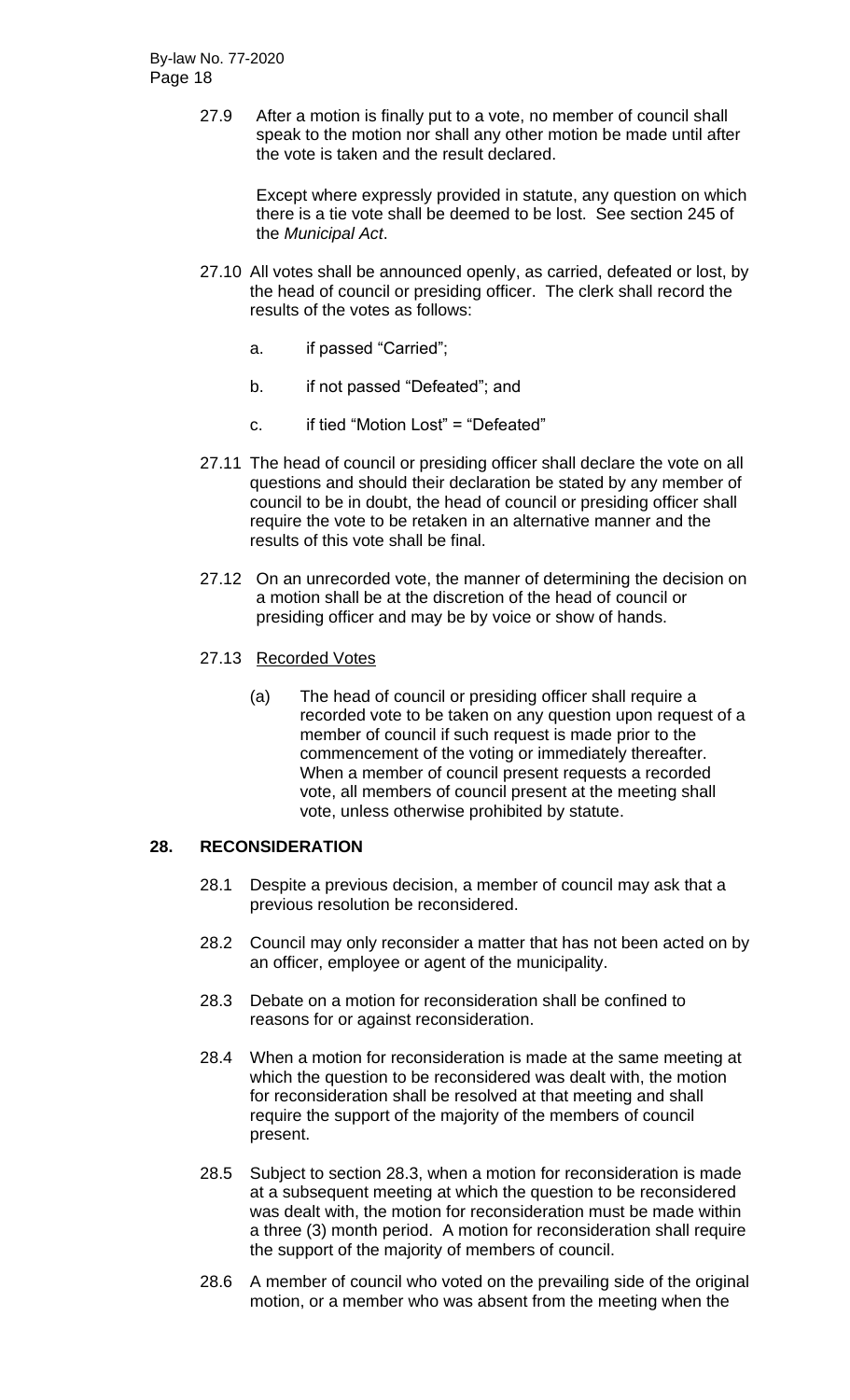27.9 After a motion is finally put to a vote, no member of council shall speak to the motion nor shall any other motion be made until after the vote is taken and the result declared.

Except where expressly provided in statute, any question on which there is a tie vote shall be deemed to be lost. See section 245 of the *Municipal Act*.

27.10 All votes shall be announced openly, as carried, defeated or lost, by the head of council or presiding officer. The clerk shall record the results of the votes as follows:

a. if passed "Carried";

b. if not passed "Defeated"; and

c. if tied "Motion Lost" = "Defeated"

27.11 The head of council or presiding officer shall declare the vote on all questions and should their declaration be stated by any member of council to be in doubt, the head of council or presiding officer shall require the vote to be retaken in an alternative manner and the results of this vote shall be final.

27.12 On an unrecorded vote, the manner of determining the decision on a motion shall be at the discretion of the head of council or presiding officer and may be by voice or show of hands.

27.13 Recorded Votes

(a) The head of council or presiding officer shall require a recorded vote to be taken on any question upon request of a member of council if such request is made prior to the commencement of the voting or immediately thereafter. When a member of council present requests a recorded vote, all members of council present at the meeting shall vote, unless otherwise prohibited by statute.

## 28. RECONSIDERATION

28.1 Despite a previous decision, a member of council may ask that a previous resolution be reconsidered.

28.2 Council may only reconsider a matter that has not been acted on by an officer, employee or agent of the municipality.

28.3 Debate on a motion for reconsideration shall be confined to reasons for or against reconsideration.

28.4 When a motion for reconsideration is made at the same meeting at which the question to be reconsidered was dealt with, the motion for reconsideration shall be resolved at that meeting and shall require the support of the majority of the members of council present.

28.5 Subject to section 28.3, when a motion for reconsideration is made at a subsequent meeting at which the question to be reconsidered was dealt with, the motion for reconsideration must be made within a three (3) month period. A motion for reconsideration shall require the support of the majority of members of council.

28.6 A member of council who voted on the prevailing side of the original motion, or a member who was absent from the meeting when the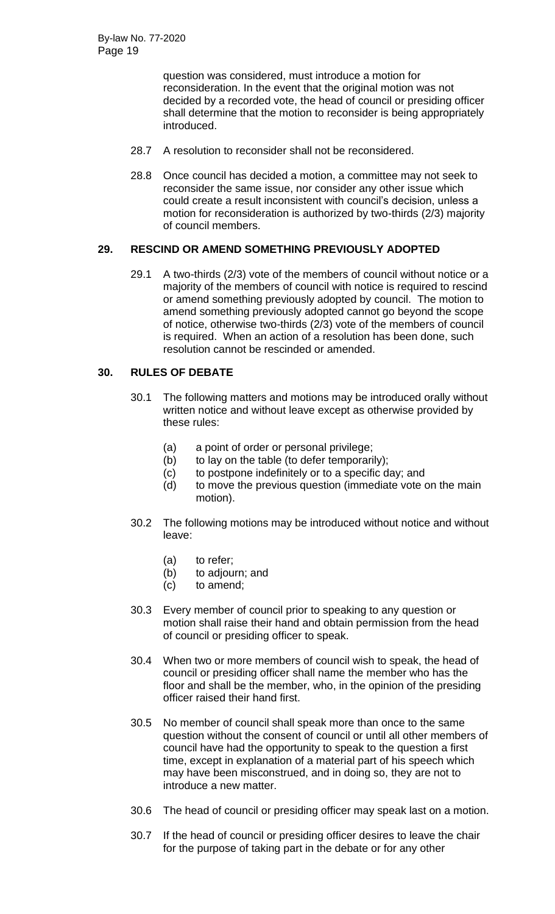question was considered, must introduce a motion for reconsideration. In the event that the original motion was not decided by a recorded vote, the head of council or presiding officer shall determine that the motion to reconsider is being appropriately introduced.

28.7 A resolution to reconsider shall not be reconsidered.

28.8 Once council has decided a motion, a committee may not seek to reconsider the same issue, nor consider any other issue which could create a result inconsistent with council's decision, unless a motion for reconsideration is authorized by two-thirds (2/3) majority of council members.

## 29. RESCIND OR AMEND SOMETHING PREVIOUSLY ADOPTED

29.1 A two-thirds (2/3) vote of the members of council without notice or a majority of the members of council with notice is required to rescind or amend something previously adopted by council. The motion to amend something previously adopted cannot go beyond the scope of notice, otherwise two-thirds (2/3) vote of the members of council is required. When an action of a resolution has been done, such resolution cannot be rescinded or amended.

## 30. RULES OF DEBATE

30.1 The following matters and motions may be introduced orally without written notice and without leave except as otherwise provided by these rules:

- (a) a point of order or personal privilege;
- (b) to lay on the table (to defer temporarily);
- (c) to postpone indefinitely or to a specific day; and
- (d) to move the previous question (immediate vote on the main motion).

30.2 The following motions may be introduced without notice and without leave:

- (a) to refer;
- (b) to adjourn; and
- (c) to amend;

30.3 Every member of council prior to speaking to any question or motion shall raise their hand and obtain permission from the head of council or presiding officer to speak.

30.4 When two or more members of council wish to speak, the head of council or presiding officer shall name the member who has the floor and shall be the member, who, in the opinion of the presiding officer raised their hand first.

30.5 No member of council shall speak more than once to the same question without the consent of council or until all other members of council have had the opportunity to speak to the question a first time, except in explanation of a material part of his speech which may have been misconstrued, and in doing so, they are not to introduce a new matter.

30.6 The head of council or presiding officer may speak last on a motion.

30.7 If the head of council or presiding officer desires to leave the chair for the purpose of taking part in the debate or for any other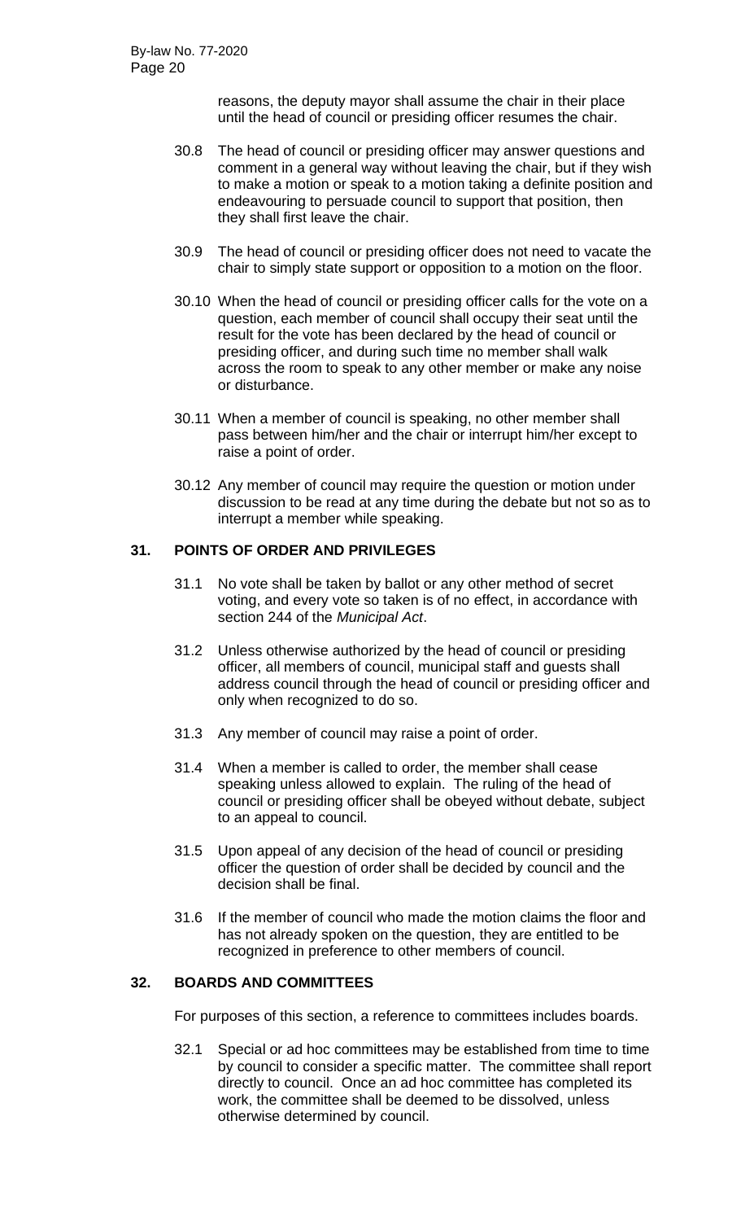reasons, the deputy mayor shall assume the chair in their place until the head of council or presiding officer resumes the chair.

30.8 The head of council or presiding officer may answer questions and comment in a general way without leaving the chair, but if they wish to make a motion or speak to a motion taking a definite position and endeavouring to persuade council to support that position, then they shall first leave the chair.

30.9 The head of council or presiding officer does not need to vacate the chair to simply state support or opposition to a motion on the floor.

30.10 When the head of council or presiding officer calls for the vote on a question, each member of council shall occupy their seat until the result for the vote has been declared by the head of council or presiding officer, and during such time no member shall walk across the room to speak to any other member or make any noise or disturbance.

30.11 When a member of council is speaking, no other member shall pass between him/her and the chair or interrupt him/her except to raise a point of order.

30.12 Any member of council may require the question or motion under discussion to be read at any time during the debate but not so as to interrupt a member while speaking.

## 31. POINTS OF ORDER AND PRIVILEGES

31.1 No vote shall be taken by ballot or any other method of secret voting, and every vote so taken is of no effect, in accordance with section 244 of the *Municipal Act*.

31.2 Unless otherwise authorized by the head of council or presiding officer, all members of council, municipal staff and guests shall address council through the head of council or presiding officer and only when recognized to do so.

31.3 Any member of council may raise a point of order.

31.4 When a member is called to order, the member shall cease speaking unless allowed to explain. The ruling of the head of council or presiding officer shall be obeyed without debate, subject to an appeal to council.

31.5 Upon appeal of any decision of the head of council or presiding officer the question of order shall be decided by council and the decision shall be final.

31.6 If the member of council who made the motion claims the floor and has not already spoken on the question, they are entitled to be recognized in preference to other members of council.

## 32. BOARDS AND COMMITTEES

For purposes of this section, a reference to committees includes boards.

32.1 Special or ad hoc committees may be established from time to time by council to consider a specific matter. The committee shall report directly to council. Once an ad hoc committee has completed its work, the committee shall be deemed to be dissolved, unless otherwise determined by council.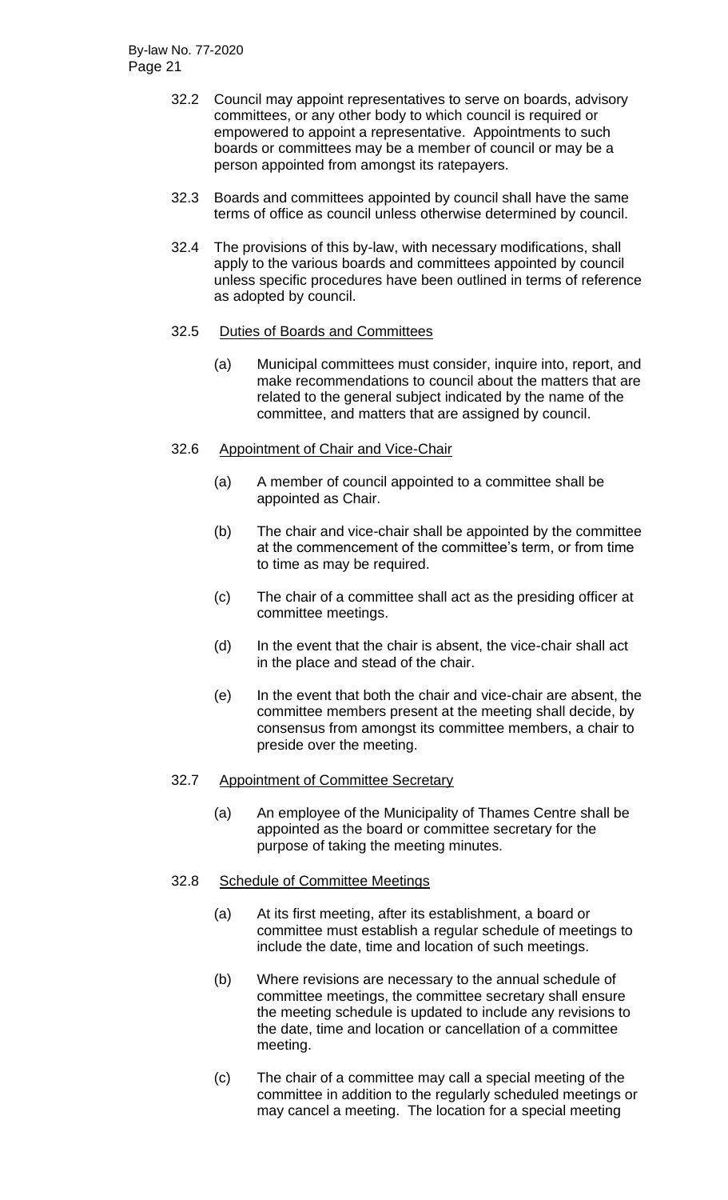32.2 Council may appoint representatives to serve on boards, advisory committees, or any other body to which council is required or empowered to appoint a representative. Appointments to such boards or committees may be a member of council or may be a person appointed from amongst its ratepayers.

32.3 Boards and committees appointed by council shall have the same terms of office as council unless otherwise determined by council.

32.4 The provisions of this by-law, with necessary modifications, shall apply to the various boards and committees appointed by council unless specific procedures have been outlined in terms of reference as adopted by council.

32.5 Duties of Boards and Committees

(a) Municipal committees must consider, inquire into, report, and make recommendations to council about the matters that are related to the general subject indicated by the name of the committee, and matters that are assigned by council.

32.6 Appointment of Chair and Vice-Chair

(a) A member of council appointed to a committee shall be appointed as Chair.

(b) The chair and vice-chair shall be appointed by the committee at the commencement of the committee's term, or from time to time as may be required.

(c) The chair of a committee shall act as the presiding officer at committee meetings.

(d) In the event that the chair is absent, the vice-chair shall act in the place and stead of the chair.

(e) In the event that both the chair and vice-chair are absent, the committee members present at the meeting shall decide, by consensus from amongst its committee members, a chair to preside over the meeting.

32.7 Appointment of Committee Secretary

(a) An employee of the Municipality of Thames Centre shall be appointed as the board or committee secretary for the purpose of taking the meeting minutes.

32.8 Schedule of Committee Meetings

(a) At its first meeting, after its establishment, a board or committee must establish a regular schedule of meetings to include the date, time and location of such meetings.

(b) Where revisions are necessary to the annual schedule of committee meetings, the committee secretary shall ensure the meeting schedule is updated to include any revisions to the date, time and location or cancellation of a committee meeting.

(c) The chair of a committee may call a special meeting of the committee in addition to the regularly scheduled meetings or may cancel a meeting. The location for a special meeting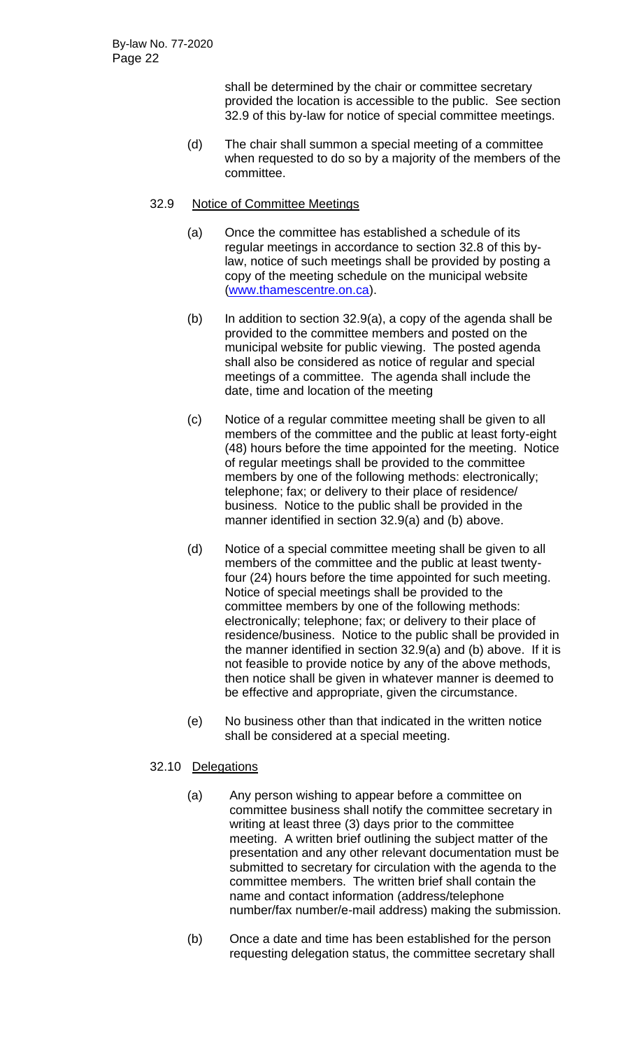shall be determined by the chair or committee secretary provided the location is accessible to the public. See section 32.9 of this by-law for notice of special committee meetings.

(d) The chair shall summon a special meeting of a committee when requested to do so by a majority of the members of the committee.

32.9 Notice of Committee Meetings

(a) Once the committee has established a schedule of its regular meetings in accordance to section 32.8 of this by-law, notice of such meetings shall be provided by posting a copy of the meeting schedule on the municipal website (www.thamescentre.on.ca).

(b) In addition to section 32.9(a), a copy of the agenda shall be provided to the committee members and posted on the municipal website for public viewing. The posted agenda shall also be considered as notice of regular and special meetings of a committee. The agenda shall include the date, time and location of the meeting

(c) Notice of a regular committee meeting shall be given to all members of the committee and the public at least forty-eight (48) hours before the time appointed for the meeting. Notice of regular meetings shall be provided to the committee members by one of the following methods: electronically; telephone; fax; or delivery to their place of residence/ business. Notice to the public shall be provided in the manner identified in section 32.9(a) and (b) above.

(d) Notice of a special committee meeting shall be given to all members of the committee and the public at least twenty-four (24) hours before the time appointed for such meeting. Notice of special meetings shall be provided to the committee members by one of the following methods: electronically; telephone; fax; or delivery to their place of residence/business. Notice to the public shall be provided in the manner identified in section 32.9(a) and (b) above. If it is not feasible to provide notice by any of the above methods, then notice shall be given in whatever manner is deemed to be effective and appropriate, given the circumstance.

(e) No business other than that indicated in the written notice shall be considered at a special meeting.

32.10 Delegations

(a) Any person wishing to appear before a committee on committee business shall notify the committee secretary in writing at least three (3) days prior to the committee meeting. A written brief outlining the subject matter of the presentation and any other relevant documentation must be submitted to secretary for circulation with the agenda to the committee members. The written brief shall contain the name and contact information (address/telephone number/fax number/e-mail address) making the submission.

(b) Once a date and time has been established for the person requesting delegation status, the committee secretary shall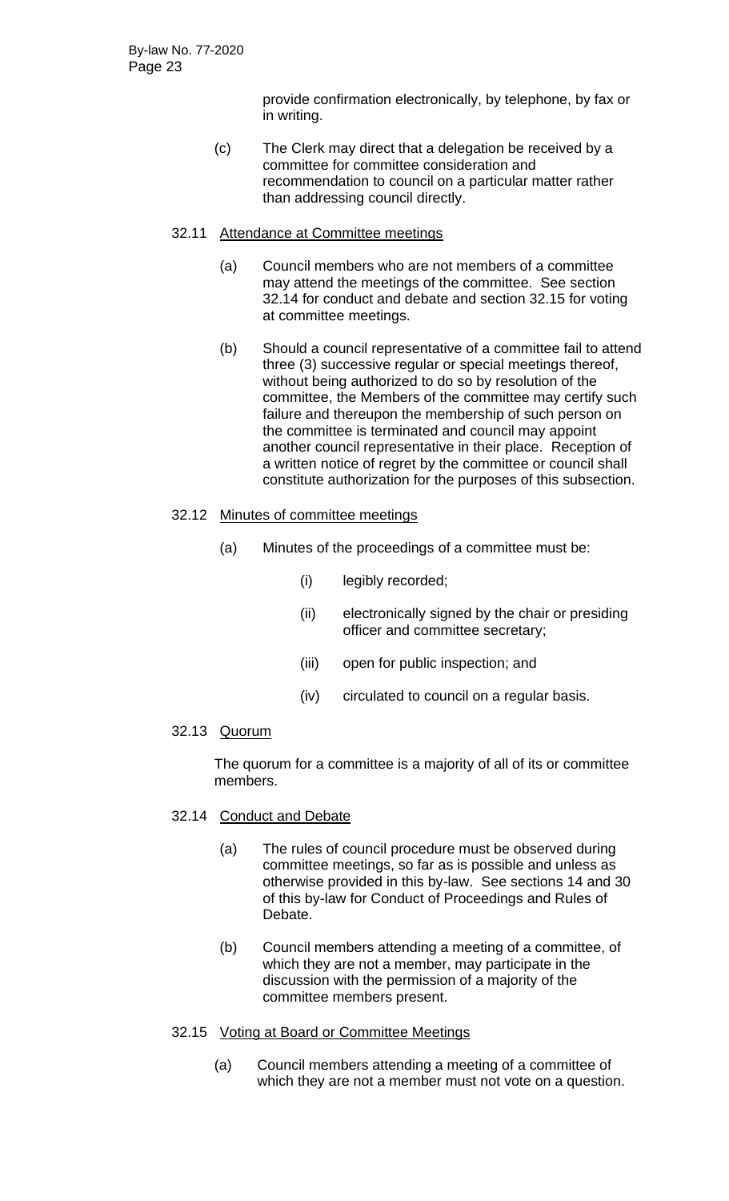provide confirmation electronically, by telephone, by fax or in writing.

(c) The Clerk may direct that a delegation be received by a committee for committee consideration and recommendation to council on a particular matter rather than addressing council directly.

32.11 Attendance at Committee meetings

(a) Council members who are not members of a committee may attend the meetings of the committee. See section 32.14 for conduct and debate and section 32.15 for voting at committee meetings.

(b) Should a council representative of a committee fail to attend three (3) successive regular or special meetings thereof, without being authorized to do so by resolution of the committee, the Members of the committee may certify such failure and thereupon the membership of such person on the committee is terminated and council may appoint another council representative in their place. Reception of a written notice of regret by the committee or council shall constitute authorization for the purposes of this subsection.

32.12 Minutes of committee meetings

(a) Minutes of the proceedings of a committee must be:

(i) legibly recorded;

(ii) electronically signed by the chair or presiding officer and committee secretary;

(iii) open for public inspection; and

(iv) circulated to council on a regular basis.

32.13 Quorum

The quorum for a committee is a majority of all of its or committee members.

32.14 Conduct and Debate

(a) The rules of council procedure must be observed during committee meetings, so far as is possible and unless as otherwise provided in this by-law. See sections 14 and 30 of this by-law for Conduct of Proceedings and Rules of Debate.

(b) Council members attending a meeting of a committee, of which they are not a member, may participate in the discussion with the permission of a majority of the committee members present.

32.15 Voting at Board or Committee Meetings

(a) Council members attending a meeting of a committee of which they are not a member must not vote on a question.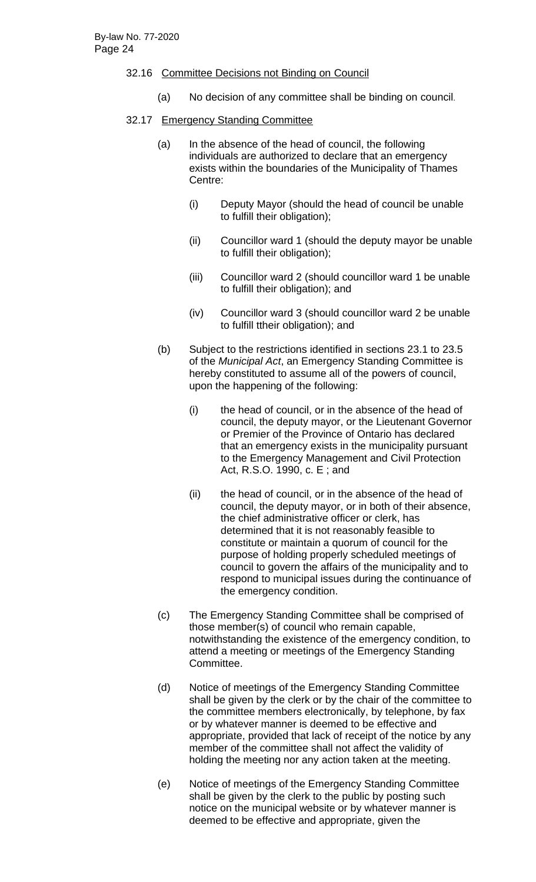32.16 Committee Decisions not Binding on Council

(a) No decision of any committee shall be binding on council.

32.17 Emergency Standing Committee

(a) In the absence of the head of council, the following individuals are authorized to declare that an emergency exists within the boundaries of the Municipality of Thames Centre:

(i) Deputy Mayor (should the head of council be unable to fulfill their obligation);

(ii) Councillor ward 1 (should the deputy mayor be unable to fulfill their obligation);

(iii) Councillor ward 2 (should councillor ward 1 be unable to fulfill their obligation); and

(iv) Councillor ward 3 (should councillor ward 2 be unable to fulfill ttheir obligation); and

(b) Subject to the restrictions identified in sections 23.1 to 23.5 of the *Municipal Act*, an Emergency Standing Committee is hereby constituted to assume all of the powers of council, upon the happening of the following:

(i) the head of council, or in the absence of the head of council, the deputy mayor, or the Lieutenant Governor or Premier of the Province of Ontario has declared that an emergency exists in the municipality pursuant to the Emergency Management and Civil Protection Act, R.S.O. 1990, c. E ; and

(ii) the head of council, or in the absence of the head of council, the deputy mayor, or in both of their absence, the chief administrative officer or clerk, has determined that it is not reasonably feasible to constitute or maintain a quorum of council for the purpose of holding properly scheduled meetings of council to govern the affairs of the municipality and to respond to municipal issues during the continuance of the emergency condition.

(c) The Emergency Standing Committee shall be comprised of those member(s) of council who remain capable, notwithstanding the existence of the emergency condition, to attend a meeting or meetings of the Emergency Standing Committee.

(d) Notice of meetings of the Emergency Standing Committee shall be given by the clerk or by the chair of the committee to the committee members electronically, by telephone, by fax or by whatever manner is deemed to be effective and appropriate, provided that lack of receipt of the notice by any member of the committee shall not affect the validity of holding the meeting nor any action taken at the meeting.

(e) Notice of meetings of the Emergency Standing Committee shall be given by the clerk to the public by posting such notice on the municipal website or by whatever manner is deemed to be effective and appropriate, given the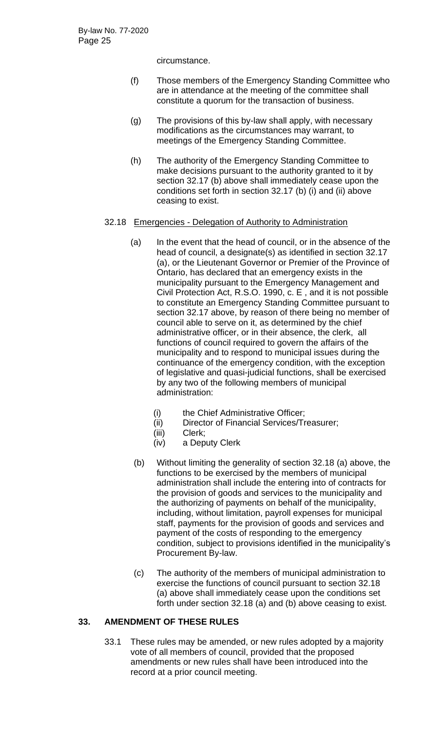circumstance.

(f) Those members of the Emergency Standing Committee who are in attendance at the meeting of the committee shall constitute a quorum for the transaction of business.

(g) The provisions of this by-law shall apply, with necessary modifications as the circumstances may warrant, to meetings of the Emergency Standing Committee.

(h) The authority of the Emergency Standing Committee to make decisions pursuant to the authority granted to it by section 32.17 (b) above shall immediately cease upon the conditions set forth in section 32.17 (b) (i) and (ii) above ceasing to exist.

32.18 Emergencies - Delegation of Authority to Administration

(a) In the event that the head of council, or in the absence of the head of council, a designate(s) as identified in section 32.17 (a), or the Lieutenant Governor or Premier of the Province of Ontario, has declared that an emergency exists in the municipality pursuant to the Emergency Management and Civil Protection Act, R.S.O. 1990, c. E , and it is not possible to constitute an Emergency Standing Committee pursuant to section 32.17 above, by reason of there being no member of council able to serve on it, as determined by the chief administrative officer, or in their absence, the clerk, all functions of council required to govern the affairs of the municipality and to respond to municipal issues during the continuance of the emergency condition, with the exception of legislative and quasi-judicial functions, shall be exercised by any two of the following members of municipal administration:

(i) the Chief Administrative Officer;
(ii) Director of Financial Services/Treasurer;
(iii) Clerk;
(iv) a Deputy Clerk

(b) Without limiting the generality of section 32.18 (a) above, the functions to be exercised by the members of municipal administration shall include the entering into of contracts for the provision of goods and services to the municipality and the authorizing of payments on behalf of the municipality, including, without limitation, payroll expenses for municipal staff, payments for the provision of goods and services and payment of the costs of responding to the emergency condition, subject to provisions identified in the municipality's Procurement By-law.

(c) The authority of the members of municipal administration to exercise the functions of council pursuant to section 32.18 (a) above shall immediately cease upon the conditions set forth under section 32.18 (a) and (b) above ceasing to exist.

## 33. AMENDMENT OF THESE RULES

33.1 These rules may be amended, or new rules adopted by a majority vote of all members of council, provided that the proposed amendments or new rules shall have been introduced into the record at a prior council meeting.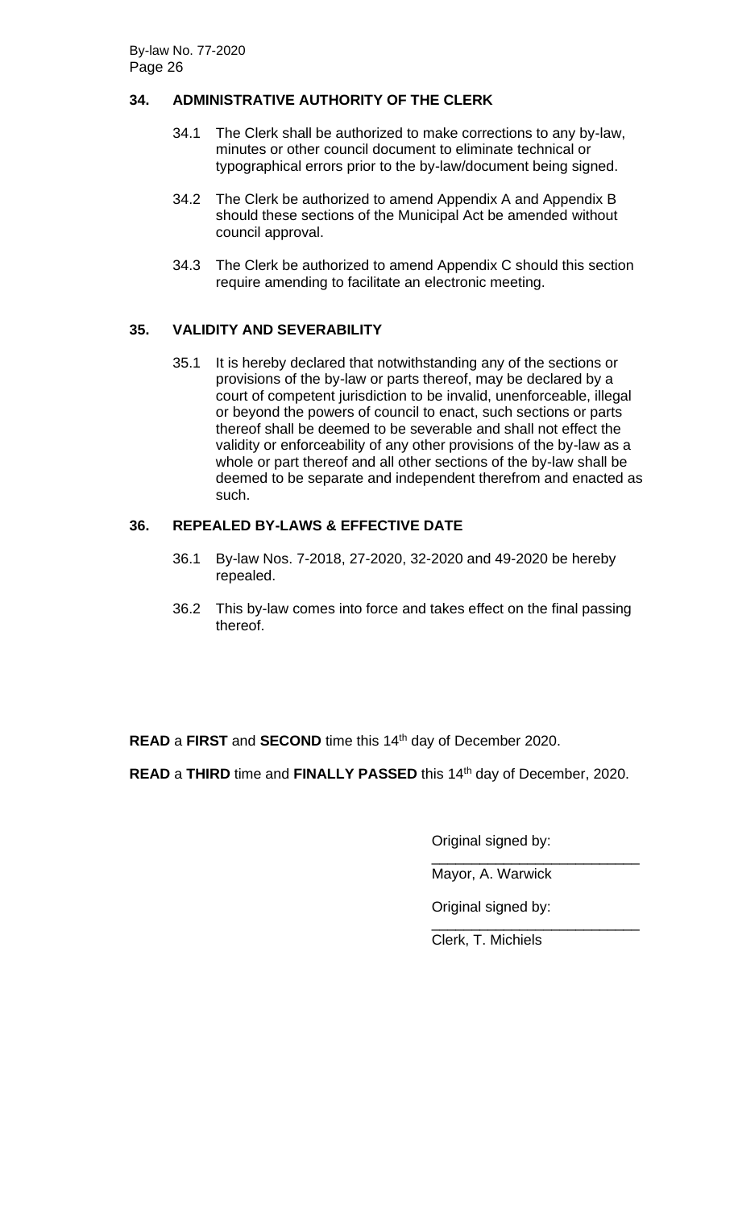## 34. ADMINISTRATIVE AUTHORITY OF THE CLERK

34.1 The Clerk shall be authorized to make corrections to any by-law, minutes or other council document to eliminate technical or typographical errors prior to the by-law/document being signed.

34.2 The Clerk be authorized to amend Appendix A and Appendix B should these sections of the Municipal Act be amended without council approval.

34.3 The Clerk be authorized to amend Appendix C should this section require amending to facilitate an electronic meeting.

## 35. VALIDITY AND SEVERABILITY

35.1 It is hereby declared that notwithstanding any of the sections or provisions of the by-law or parts thereof, may be declared by a court of competent jurisdiction to be invalid, unenforceable, illegal or beyond the powers of council to enact, such sections or parts thereof shall be deemed to be severable and shall not effect the validity or enforceability of any other provisions of the by-law as a whole or part thereof and all other sections of the by-law shall be deemed to be separate and independent therefrom and enacted as such.

## 36. REPEALED BY-LAWS & EFFECTIVE DATE

36.1 By-law Nos. 7-2018, 27-2020, 32-2020 and 49-2020 be hereby repealed.

36.2 This by-law comes into force and takes effect on the final passing thereof.

**READ** a **FIRST** and **SECOND** time this 14th day of December 2020.

**READ** a **THIRD** time and **FINALLY PASSED** this 14th day of December, 2020.

Original signed by:

\_\_\_\_\_\_\_\_\_\_\_\_\_\_\_\_\_\_\_\_\_\_\_\_\_\_

Mayor, A. Warwick

Original signed by:

\_\_\_\_\_\_\_\_\_\_\_\_\_\_\_\_\_\_\_\_\_\_\_\_\_\_

Clerk, T. Michiels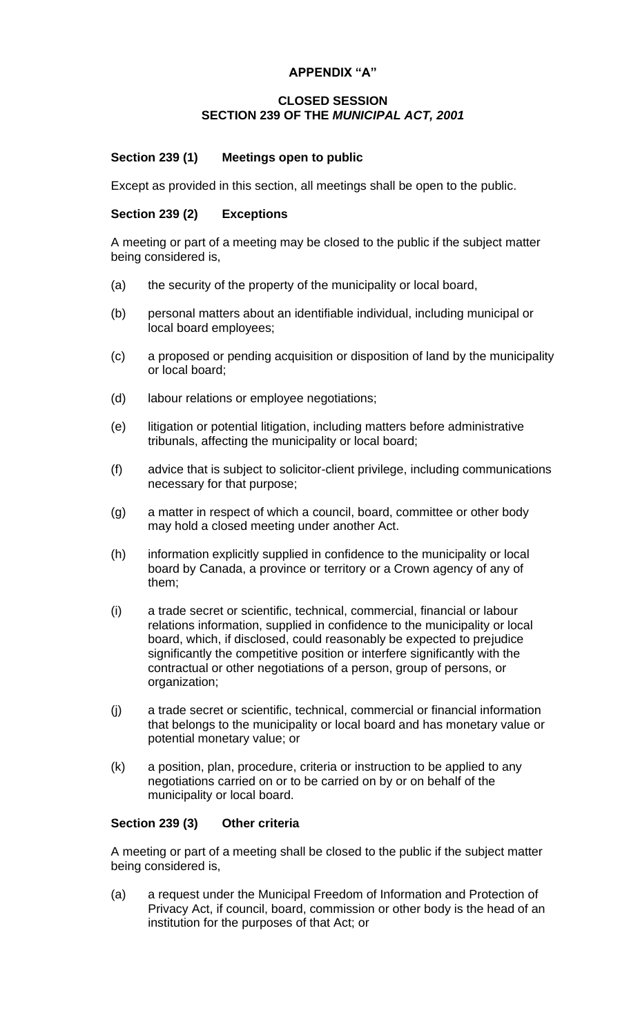## APPENDIX "A"

### CLOSED SESSION
### SECTION 239 OF THE *MUNICIPAL ACT, 2001*

**Section 239 (1) Meetings open to public**

Except as provided in this section, all meetings shall be open to the public.

**Section 239 (2) Exceptions**

A meeting or part of a meeting may be closed to the public if the subject matter being considered is,

(a) the security of the property of the municipality or local board,

(b) personal matters about an identifiable individual, including municipal or local board employees;

(c) a proposed or pending acquisition or disposition of land by the municipality or local board;

(d) labour relations or employee negotiations;

(e) litigation or potential litigation, including matters before administrative tribunals, affecting the municipality or local board;

(f) advice that is subject to solicitor-client privilege, including communications necessary for that purpose;

(g) a matter in respect of which a council, board, committee or other body may hold a closed meeting under another Act.

(h) information explicitly supplied in confidence to the municipality or local board by Canada, a province or territory or a Crown agency of any of them;

(i) a trade secret or scientific, technical, commercial, financial or labour relations information, supplied in confidence to the municipality or local board, which, if disclosed, could reasonably be expected to prejudice significantly the competitive position or interfere significantly with the contractual or other negotiations of a person, group of persons, or organization;

(j) a trade secret or scientific, technical, commercial or financial information that belongs to the municipality or local board and has monetary value or potential monetary value; or

(k) a position, plan, procedure, criteria or instruction to be applied to any negotiations carried on or to be carried on by or on behalf of the municipality or local board.

**Section 239 (3) Other criteria**

A meeting or part of a meeting shall be closed to the public if the subject matter being considered is,

(a) a request under the Municipal Freedom of Information and Protection of Privacy Act, if council, board, commission or other body is the head of an institution for the purposes of that Act; or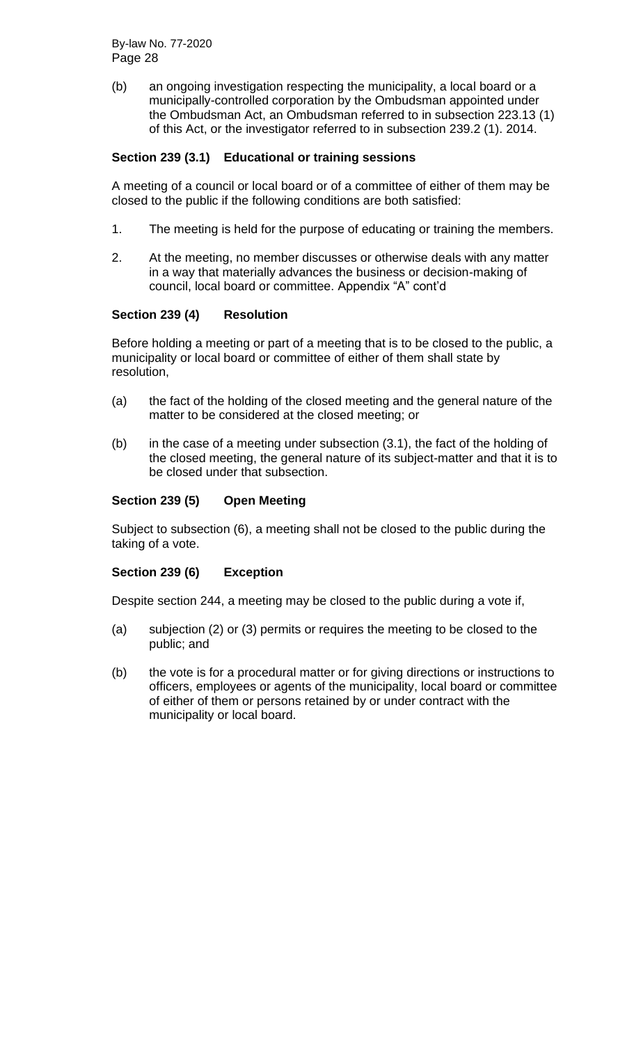(b) an ongoing investigation respecting the municipality, a local board or a municipally-controlled corporation by the Ombudsman appointed under the Ombudsman Act, an Ombudsman referred to in subsection 223.13 (1) of this Act, or the investigator referred to in subsection 239.2 (1). 2014.

**Section 239 (3.1) Educational or training sessions**

A meeting of a council or local board or of a committee of either of them may be closed to the public if the following conditions are both satisfied:

1. The meeting is held for the purpose of educating or training the members.
2. At the meeting, no member discusses or otherwise deals with any matter in a way that materially advances the business or decision-making of council, local board or committee. Appendix "A" cont'd

**Section 239 (4) Resolution**

Before holding a meeting or part of a meeting that is to be closed to the public, a municipality or local board or committee of either of them shall state by resolution,

(a) the fact of the holding of the closed meeting and the general nature of the matter to be considered at the closed meeting; or

(b) in the case of a meeting under subsection (3.1), the fact of the holding of the closed meeting, the general nature of its subject-matter and that it is to be closed under that subsection.

**Section 239 (5) Open Meeting**

Subject to subsection (6), a meeting shall not be closed to the public during the taking of a vote.

**Section 239 (6) Exception**

Despite section 244, a meeting may be closed to the public during a vote if,

(a) subjection (2) or (3) permits or requires the meeting to be closed to the public; and

(b) the vote is for a procedural matter or for giving directions or instructions to officers, employees or agents of the municipality, local board or committee of either of them or persons retained by or under contract with the municipality or local board.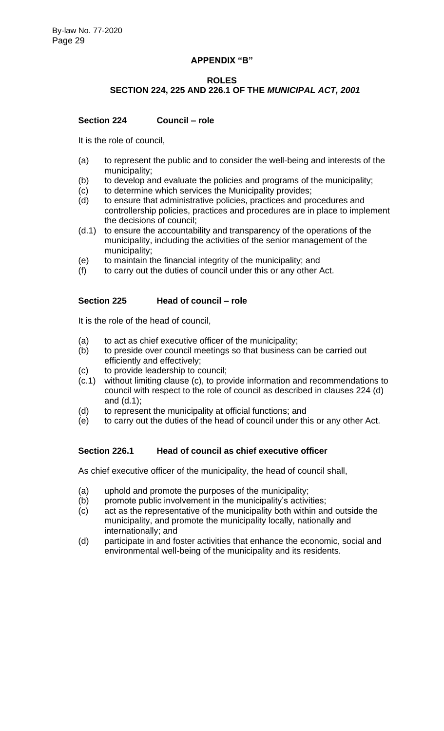## APPENDIX "B"

### ROLES
### SECTION 224, 225 AND 226.1 OF THE *MUNICIPAL ACT, 2001*

**Section 224 Council – role**

It is the role of council,

(a) to represent the public and to consider the well-being and interests of the municipality;
(b) to develop and evaluate the policies and programs of the municipality;
(c) to determine which services the Municipality provides;
(d) to ensure that administrative policies, practices and procedures and controllership policies, practices and procedures are in place to implement the decisions of council;
(d.1) to ensure the accountability and transparency of the operations of the municipality, including the activities of the senior management of the municipality;
(e) to maintain the financial integrity of the municipality; and
(f) to carry out the duties of council under this or any other Act.

**Section 225 Head of council – role**

It is the role of the head of council,

(a) to act as chief executive officer of the municipality;
(b) to preside over council meetings so that business can be carried out efficiently and effectively;
(c) to provide leadership to council;
(c.1) without limiting clause (c), to provide information and recommendations to council with respect to the role of council as described in clauses 224 (d) and (d.1);
(d) to represent the municipality at official functions; and
(e) to carry out the duties of the head of council under this or any other Act.

**Section 226.1 Head of council as chief executive officer**

As chief executive officer of the municipality, the head of council shall,

(a) uphold and promote the purposes of the municipality;
(b) promote public involvement in the municipality's activities;
(c) act as the representative of the municipality both within and outside the municipality, and promote the municipality locally, nationally and internationally; and
(d) participate in and foster activities that enhance the economic, social and environmental well-being of the municipality and its residents.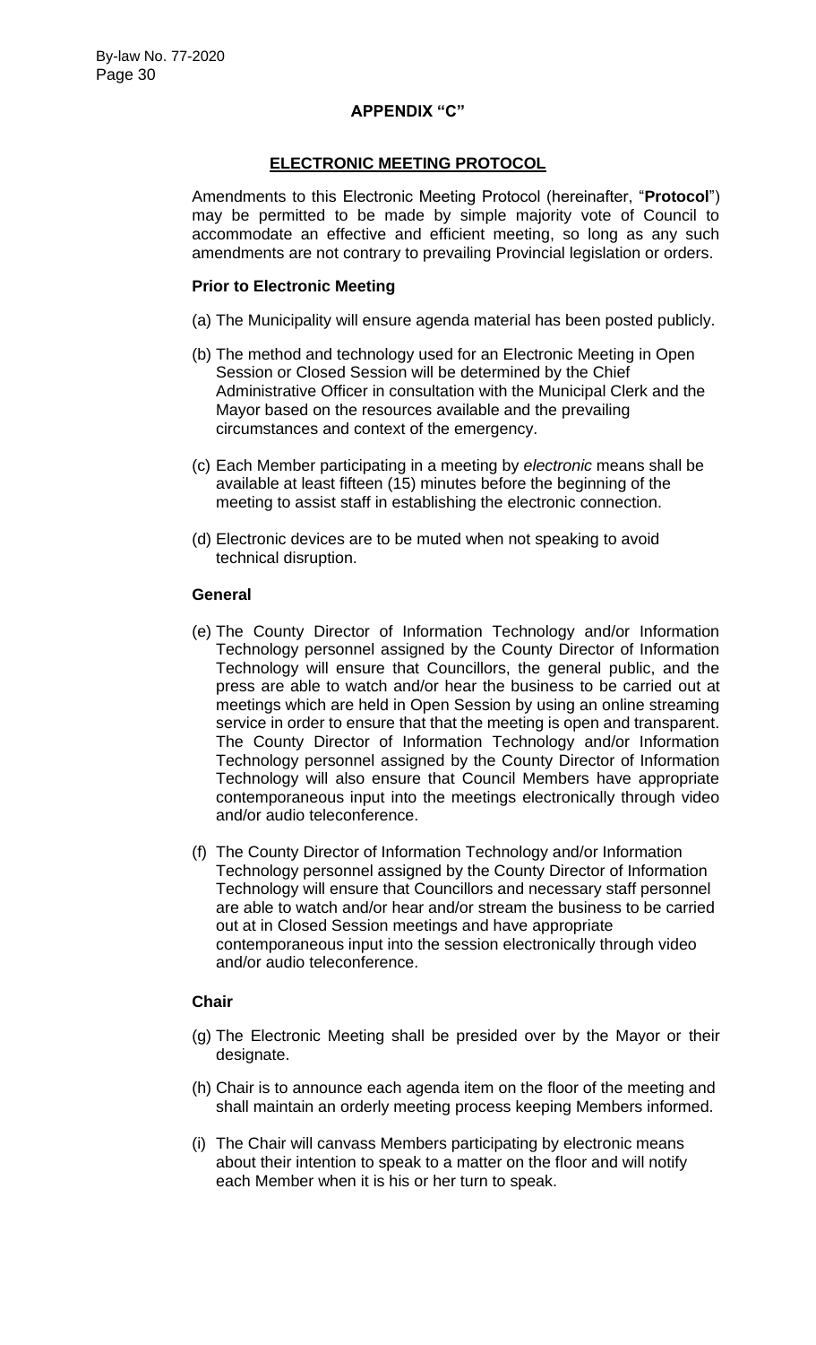## APPENDIX "C"

### ELECTRONIC MEETING PROTOCOL

Amendments to this Electronic Meeting Protocol (hereinafter, "**Protocol**") may be permitted to be made by simple majority vote of Council to accommodate an effective and efficient meeting, so long as any such amendments are not contrary to prevailing Provincial legislation or orders.

**Prior to Electronic Meeting**

(a) The Municipality will ensure agenda material has been posted publicly.

(b) The method and technology used for an Electronic Meeting in Open Session or Closed Session will be determined by the Chief Administrative Officer in consultation with the Municipal Clerk and the Mayor based on the resources available and the prevailing circumstances and context of the emergency.

(c) Each Member participating in a meeting by *electronic* means shall be available at least fifteen (15) minutes before the beginning of the meeting to assist staff in establishing the electronic connection.

(d) Electronic devices are to be muted when not speaking to avoid technical disruption.

**General**

(e) The County Director of Information Technology and/or Information Technology personnel assigned by the County Director of Information Technology will ensure that Councillors, the general public, and the press are able to watch and/or hear the business to be carried out at meetings which are held in Open Session by using an online streaming service in order to ensure that that the meeting is open and transparent. The County Director of Information Technology and/or Information Technology personnel assigned by the County Director of Information Technology will also ensure that Council Members have appropriate contemporaneous input into the meetings electronically through video and/or audio teleconference.

(f) The County Director of Information Technology and/or Information Technology personnel assigned by the County Director of Information Technology will ensure that Councillors and necessary staff personnel are able to watch and/or hear and/or stream the business to be carried out at in Closed Session meetings and have appropriate contemporaneous input into the session electronically through video and/or audio teleconference.

**Chair**

(g) The Electronic Meeting shall be presided over by the Mayor or their designate.

(h) Chair is to announce each agenda item on the floor of the meeting and shall maintain an orderly meeting process keeping Members informed.

(i) The Chair will canvass Members participating by electronic means about their intention to speak to a matter on the floor and will notify each Member when it is his or her turn to speak.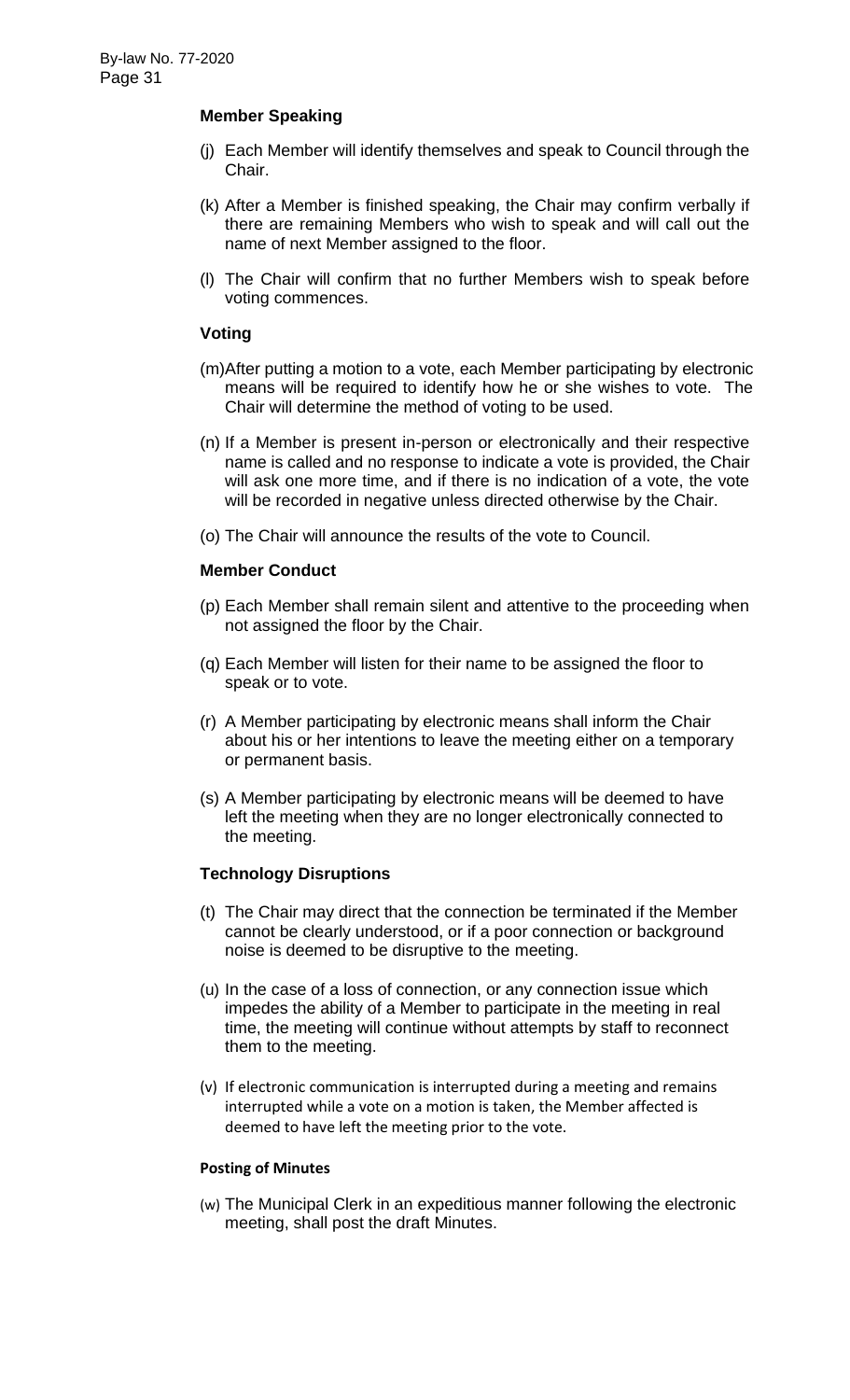**Member Speaking**

(j) Each Member will identify themselves and speak to Council through the Chair.

(k) After a Member is finished speaking, the Chair may confirm verbally if there are remaining Members who wish to speak and will call out the name of next Member assigned to the floor.

(l) The Chair will confirm that no further Members wish to speak before voting commences.

**Voting**

(m) After putting a motion to a vote, each Member participating by electronic means will be required to identify how he or she wishes to vote. The Chair will determine the method of voting to be used.

(n) If a Member is present in-person or electronically and their respective name is called and no response to indicate a vote is provided, the Chair will ask one more time, and if there is no indication of a vote, the vote will be recorded in negative unless directed otherwise by the Chair.

(o) The Chair will announce the results of the vote to Council.

**Member Conduct**

(p) Each Member shall remain silent and attentive to the proceeding when not assigned the floor by the Chair.

(q) Each Member will listen for their name to be assigned the floor to speak or to vote.

(r) A Member participating by electronic means shall inform the Chair about his or her intentions to leave the meeting either on a temporary or permanent basis.

(s) A Member participating by electronic means will be deemed to have left the meeting when they are no longer electronically connected to the meeting.

**Technology Disruptions**

(t) The Chair may direct that the connection be terminated if the Member cannot be clearly understood, or if a poor connection or background noise is deemed to be disruptive to the meeting.

(u) In the case of a loss of connection, or any connection issue which impedes the ability of a Member to participate in the meeting in real time, the meeting will continue without attempts by staff to reconnect them to the meeting.

(v) If electronic communication is interrupted during a meeting and remains interrupted while a vote on a motion is taken, the Member affected is deemed to have left the meeting prior to the vote.

**Posting of Minutes**

(w) The Municipal Clerk in an expeditious manner following the electronic meeting, shall post the draft Minutes.